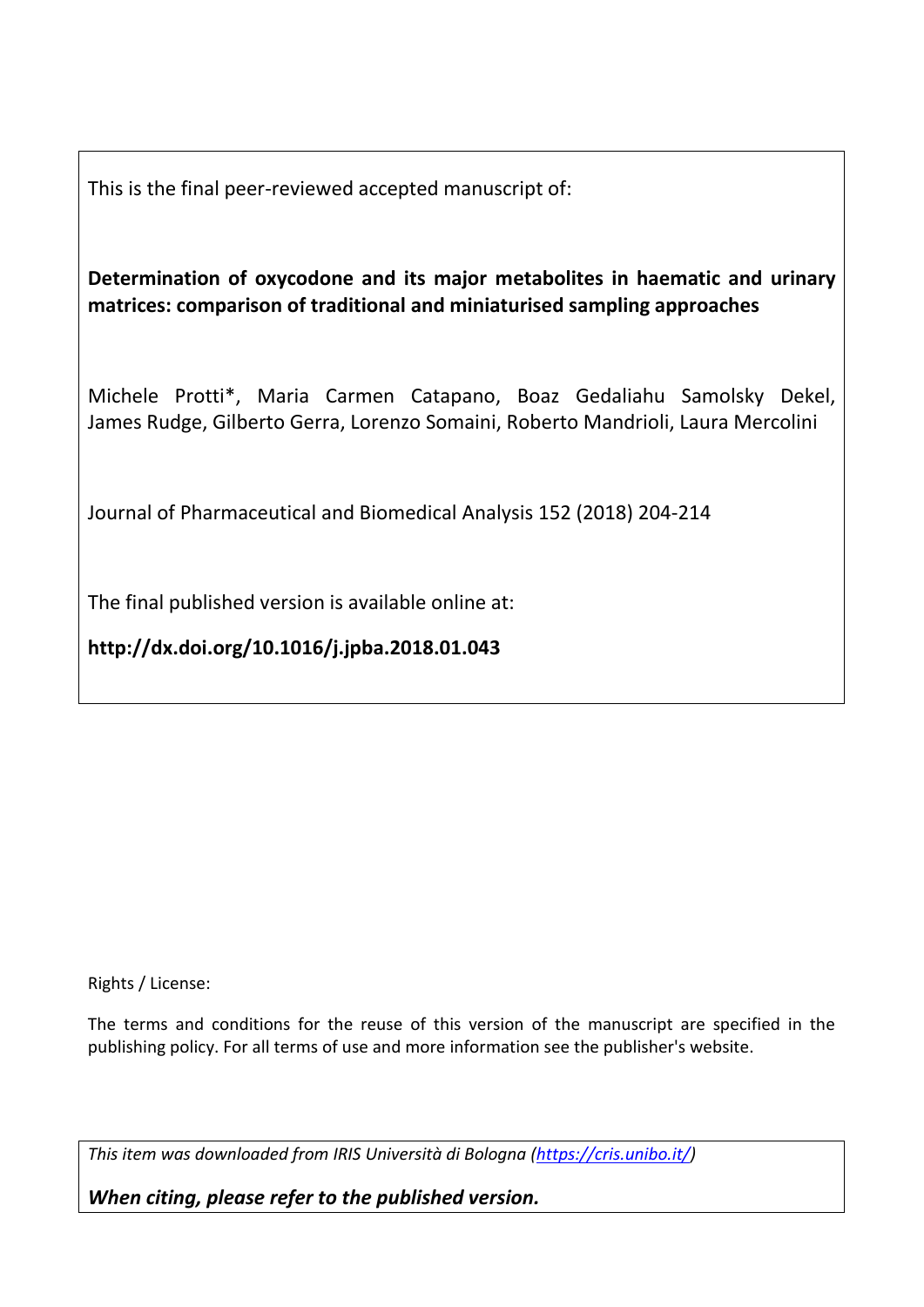This is the final peer-reviewed accepted manuscript of:

**Determination of oxycodone and its major metabolites in haematic and urinary matrices: comparison of traditional and miniaturised sampling approaches**

Michele Protti*, Maria Carmen Catapano, Boaz Gedaliahu Samolsky Dekel, James Rudge, Gilberto Gerra, Lorenzo Somaini, Roberto Mandrioli, Laura Mercolini

Journal of Pharmaceutical and Biomedical Analysis 152 (2018) 204-214

The final published version is available online at:

**http://dx.doi.org/10.1016/j.jpba.2018.01.043**

Rights / License:

The terms and conditions for the reuse of this version of the manuscript are specified in the publishing policy. For all terms of use and more information see the publisher's website.

*This item was downloaded from IRIS Università di Bologna (https://cris.unibo.it/)*

***When citing, please refer to the published version.***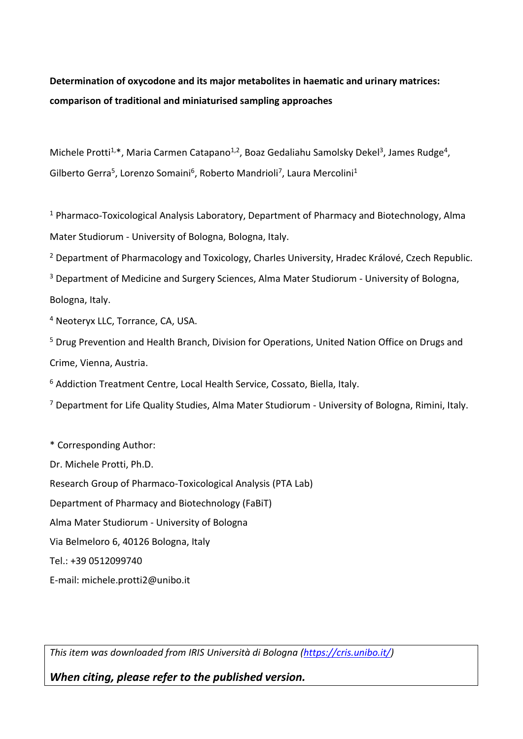**Determination of oxycodone and its major metabolites in haematic and urinary matrices: comparison of traditional and miniaturised sampling approaches**

Michele Protti[1,*], Maria Carmen Catapano[1,2], Boaz Gedaliahu Samolsky Dekel[3], James Rudge[4], Gilberto Gerra[5], Lorenzo Somaini[6], Roberto Mandrioli[7], Laura Mercolini[1]

[1] Pharmaco-Toxicological Analysis Laboratory, Department of Pharmacy and Biotechnology, Alma Mater Studiorum - University of Bologna, Bologna, Italy.

[2] Department of Pharmacology and Toxicology, Charles University, Hradec Králové, Czech Republic.

[3] Department of Medicine and Surgery Sciences, Alma Mater Studiorum - University of Bologna, Bologna, Italy.

[4] Neoteryx LLC, Torrance, CA, USA.

[5] Drug Prevention and Health Branch, Division for Operations, United Nation Office on Drugs and Crime, Vienna, Austria.

[6] Addiction Treatment Centre, Local Health Service, Cossato, Biella, Italy.

[7] Department for Life Quality Studies, Alma Mater Studiorum - University of Bologna, Rimini, Italy.

\* Corresponding Author:
Dr. Michele Protti, Ph.D.
Research Group of Pharmaco-Toxicological Analysis (PTA Lab)
Department of Pharmacy and Biotechnology (FaBiT)
Alma Mater Studiorum - University of Bologna
Via Belmeloro 6, 40126 Bologna, Italy
Tel.: +39 0512099740
E-mail: michele.protti2@unibo.it

*This item was downloaded from IRIS Università di Bologna (https://cris.unibo.it/)*

***When citing, please refer to the published version.***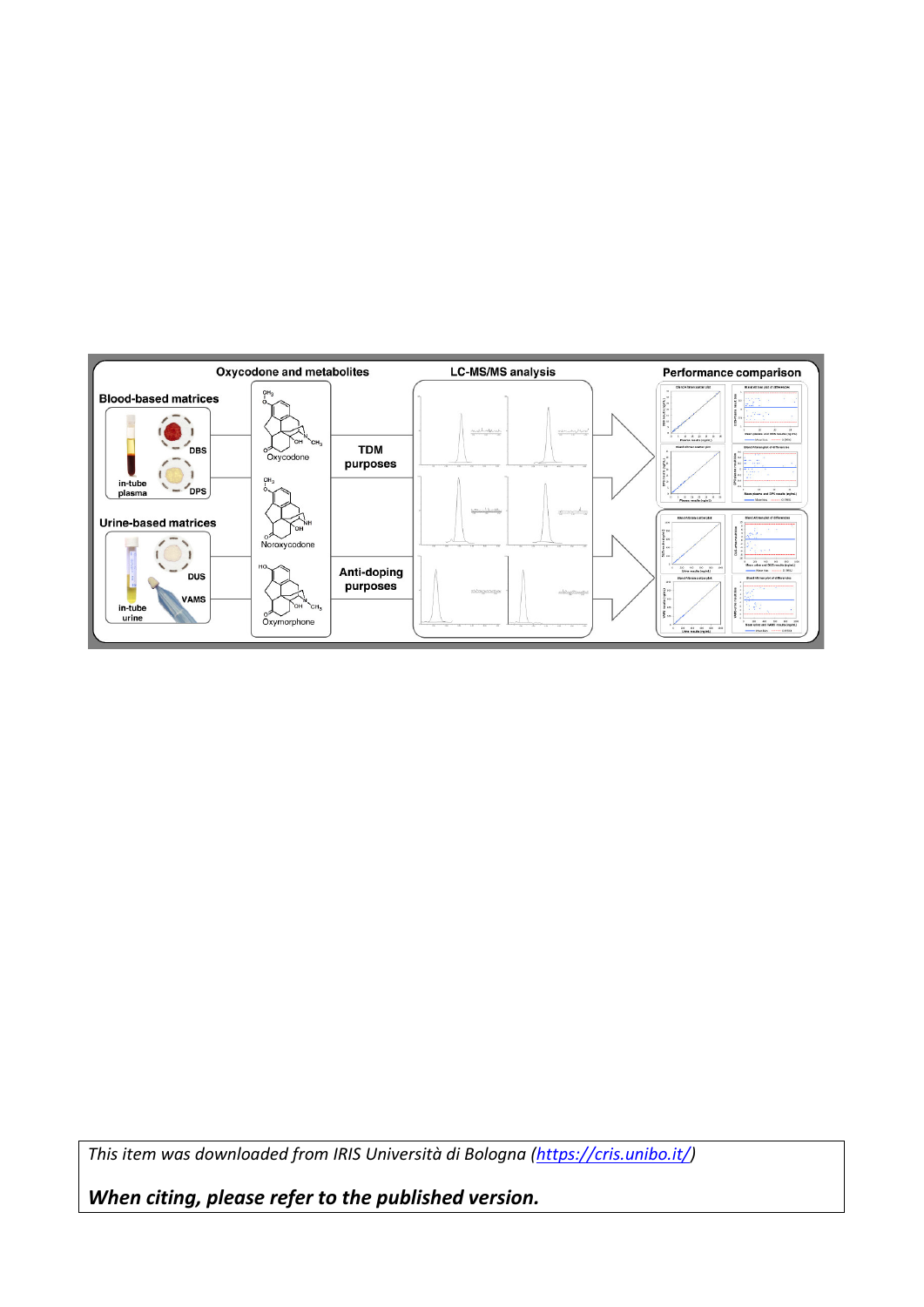*This item was downloaded from IRIS Università di Bologna (https://cris.unibo.it/)*

***When citing, please refer to the published version.***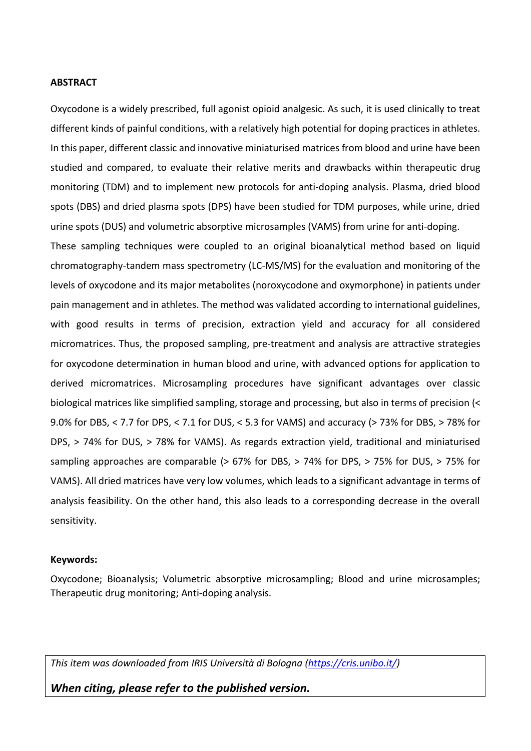**ABSTRACT**

Oxycodone is a widely prescribed, full agonist opioid analgesic. As such, it is used clinically to treat different kinds of painful conditions, with a relatively high potential for doping practices in athletes. In this paper, different classic and innovative miniaturised matrices from blood and urine have been studied and compared, to evaluate their relative merits and drawbacks within therapeutic drug monitoring (TDM) and to implement new protocols for anti-doping analysis. Plasma, dried blood spots (DBS) and dried plasma spots (DPS) have been studied for TDM purposes, while urine, dried urine spots (DUS) and volumetric absorptive microsamples (VAMS) from urine for anti-doping.

These sampling techniques were coupled to an original bioanalytical method based on liquid chromatography-tandem mass spectrometry (LC-MS/MS) for the evaluation and monitoring of the levels of oxycodone and its major metabolites (noroxycodone and oxymorphone) in patients under pain management and in athletes. The method was validated according to international guidelines, with good results in terms of precision, extraction yield and accuracy for all considered micromatrices. Thus, the proposed sampling, pre-treatment and analysis are attractive strategies for oxycodone determination in human blood and urine, with advanced options for application to derived micromatrices. Microsampling procedures have significant advantages over classic biological matrices like simplified sampling, storage and processing, but also in terms of precision (< 9.0% for DBS, < 7.7 for DPS, < 7.1 for DUS, < 5.3 for VAMS) and accuracy (> 73% for DBS, > 78% for DPS, > 74% for DUS, > 78% for VAMS). As regards extraction yield, traditional and miniaturised sampling approaches are comparable (> 67% for DBS, > 74% for DPS, > 75% for DUS, > 75% for VAMS). All dried matrices have very low volumes, which leads to a significant advantage in terms of analysis feasibility. On the other hand, this also leads to a corresponding decrease in the overall sensitivity.

**Keywords:**

Oxycodone; Bioanalysis; Volumetric absorptive microsampling; Blood and urine microsamples; Therapeutic drug monitoring; Anti-doping analysis.

*This item was downloaded from IRIS Università di Bologna (https://cris.unibo.it/)*

***When citing, please refer to the published version.***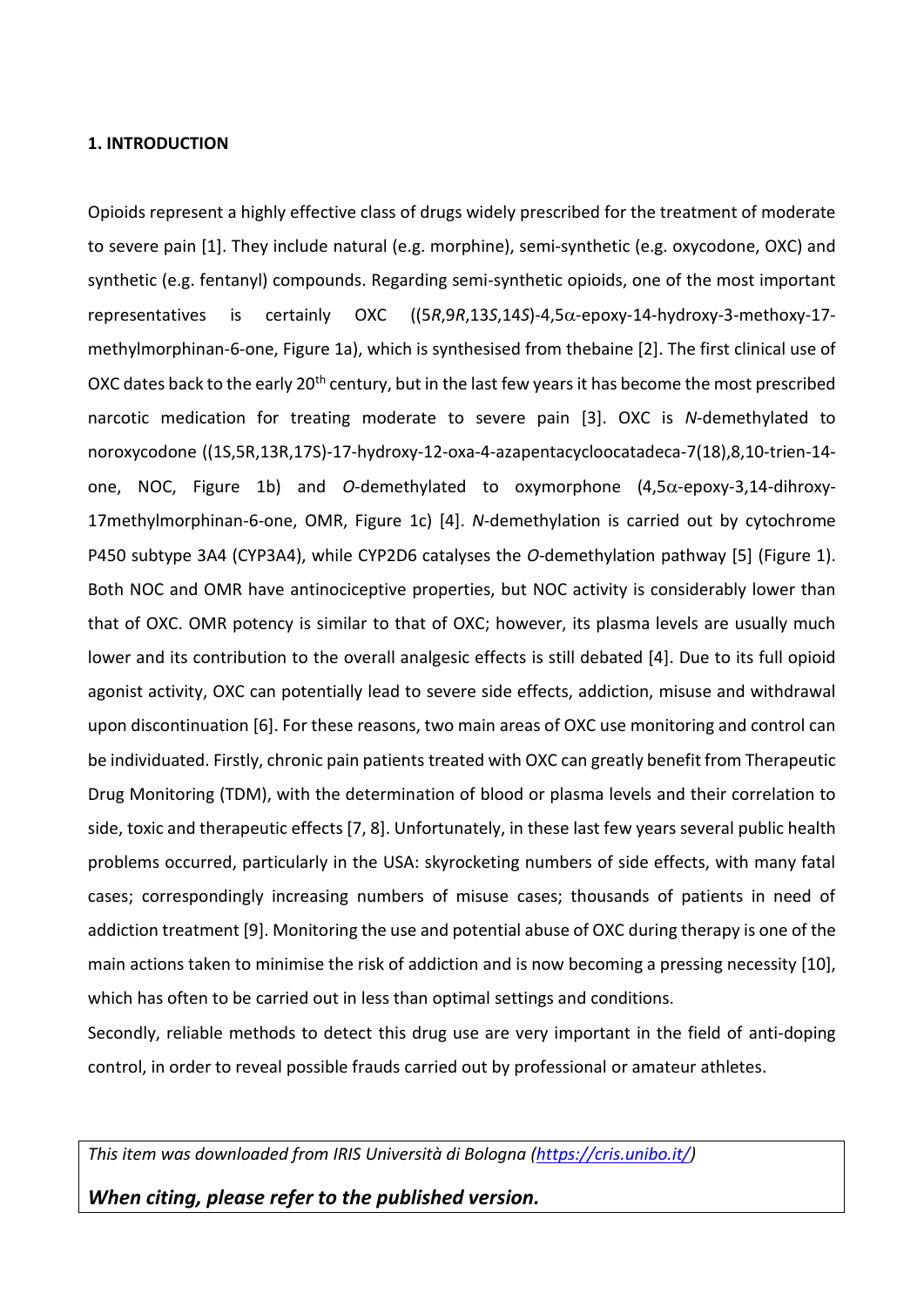**1. INTRODUCTION**

Opioids represent a highly effective class of drugs widely prescribed for the treatment of moderate to severe pain [1]. They include natural (e.g. morphine), semi-synthetic (e.g. oxycodone, OXC) and synthetic (e.g. fentanyl) compounds. Regarding semi-synthetic opioids, one of the most important representatives is certainly OXC ((5*R*,9*R*,13*S*,14*S*)-4,5α-epoxy-14-hydroxy-3-methoxy-17-methylmorphinan-6-one, Figure 1a), which is synthesised from thebaine [2]. The first clinical use of OXC dates back to the early 20th century, but in the last few years it has become the most prescribed narcotic medication for treating moderate to severe pain [3]. OXC is *N*-demethylated to noroxycodone ((1S,5R,13R,17S)-17-hydroxy-12-oxa-4-azapentacyclooctadeca-7(18),8,10-trien-14-one, NOC, Figure 1b) and *O*-demethylated to oxymorphone (4,5α-epoxy-3,14-dihroxy-17methylmorphinan-6-one, OMR, Figure 1c) [4]. *N*-demethylation is carried out by cytochrome P450 subtype 3A4 (CYP3A4), while CYP2D6 catalyses the *O*-demethylation pathway [5] (Figure 1). Both NOC and OMR have antinociceptive properties, but NOC activity is considerably lower than that of OXC. OMR potency is similar to that of OXC; however, its plasma levels are usually much lower and its contribution to the overall analgesic effects is still debated [4]. Due to its full opioid agonist activity, OXC can potentially lead to severe side effects, addiction, misuse and withdrawal upon discontinuation [6]. For these reasons, two main areas of OXC use monitoring and control can be individuated. Firstly, chronic pain patients treated with OXC can greatly benefit from Therapeutic Drug Monitoring (TDM), with the determination of blood or plasma levels and their correlation to side, toxic and therapeutic effects [7, 8]. Unfortunately, in these last few years several public health problems occurred, particularly in the USA: skyrocketing numbers of side effects, with many fatal cases; correspondingly increasing numbers of misuse cases; thousands of patients in need of addiction treatment [9]. Monitoring the use and potential abuse of OXC during therapy is one of the main actions taken to minimise the risk of addiction and is now becoming a pressing necessity [10], which has often to be carried out in less than optimal settings and conditions.

Secondly, reliable methods to detect this drug use are very important in the field of anti-doping control, in order to reveal possible frauds carried out by professional or amateur athletes.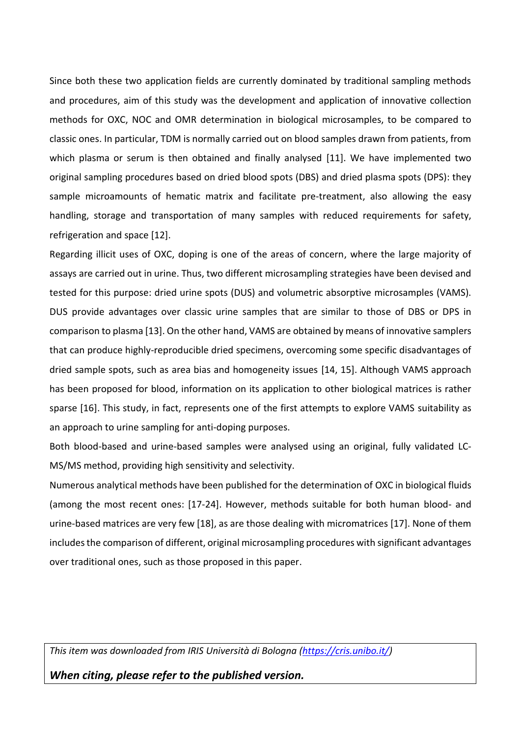Since both these two application fields are currently dominated by traditional sampling methods and procedures, aim of this study was the development and application of innovative collection methods for OXC, NOC and OMR determination in biological microsamples, to be compared to classic ones. In particular, TDM is normally carried out on blood samples drawn from patients, from which plasma or serum is then obtained and finally analysed [11]. We have implemented two original sampling procedures based on dried blood spots (DBS) and dried plasma spots (DPS): they sample microamounts of hematic matrix and facilitate pre-treatment, also allowing the easy handling, storage and transportation of many samples with reduced requirements for safety, refrigeration and space [12].

Regarding illicit uses of OXC, doping is one of the areas of concern, where the large majority of assays are carried out in urine. Thus, two different microsampling strategies have been devised and tested for this purpose: dried urine spots (DUS) and volumetric absorptive microsamples (VAMS). DUS provide advantages over classic urine samples that are similar to those of DBS or DPS in comparison to plasma [13]. On the other hand, VAMS are obtained by means of innovative samplers that can produce highly-reproducible dried specimens, overcoming some specific disadvantages of dried sample spots, such as area bias and homogeneity issues [14, 15]. Although VAMS approach has been proposed for blood, information on its application to other biological matrices is rather sparse [16]. This study, in fact, represents one of the first attempts to explore VAMS suitability as an approach to urine sampling for anti-doping purposes.

Both blood-based and urine-based samples were analysed using an original, fully validated LC-MS/MS method, providing high sensitivity and selectivity.

Numerous analytical methods have been published for the determination of OXC in biological fluids (among the most recent ones: [17-24]. However, methods suitable for both human blood- and urine-based matrices are very few [18], as are those dealing with micromatrices [17]. None of them includes the comparison of different, original microsampling procedures with significant advantages over traditional ones, such as those proposed in this paper.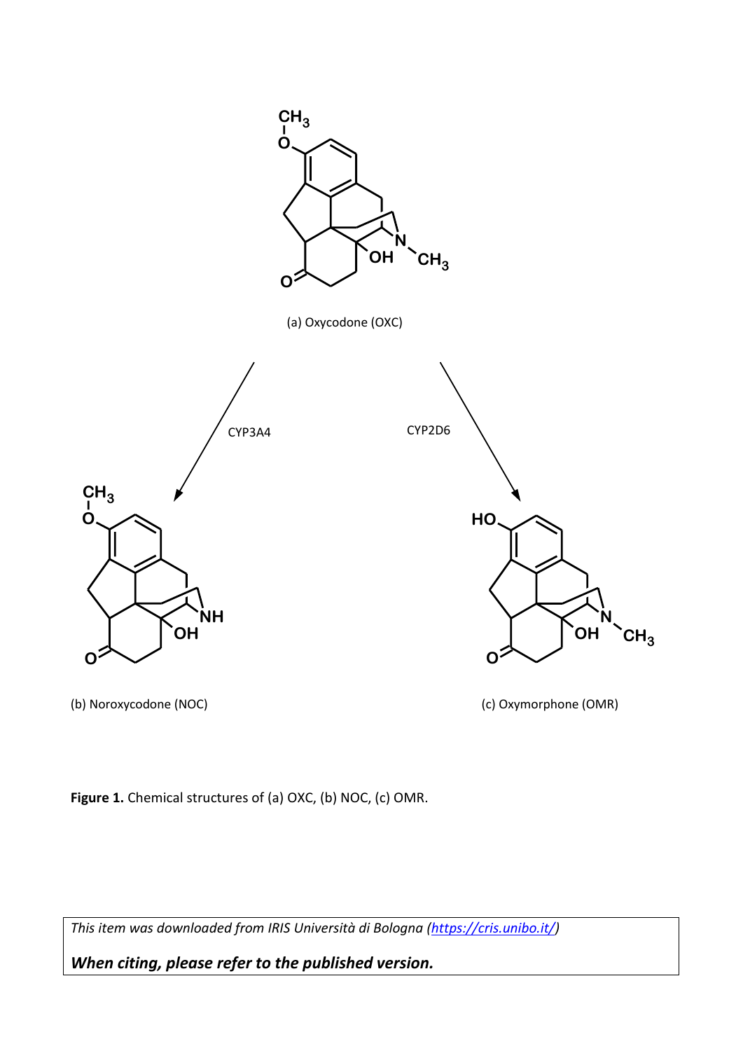(a) Oxycodone (OXC)

CYP3A4

CYP2D6

(b) Noroxycodone (NOC)

(c) Oxymorphone (OMR)

**Figure 1.** Chemical structures of (a) OXC, (b) NOC, (c) OMR.

*This item was downloaded from IRIS Università di Bologna (https://cris.unibo.it/)*

***When citing, please refer to the published version.***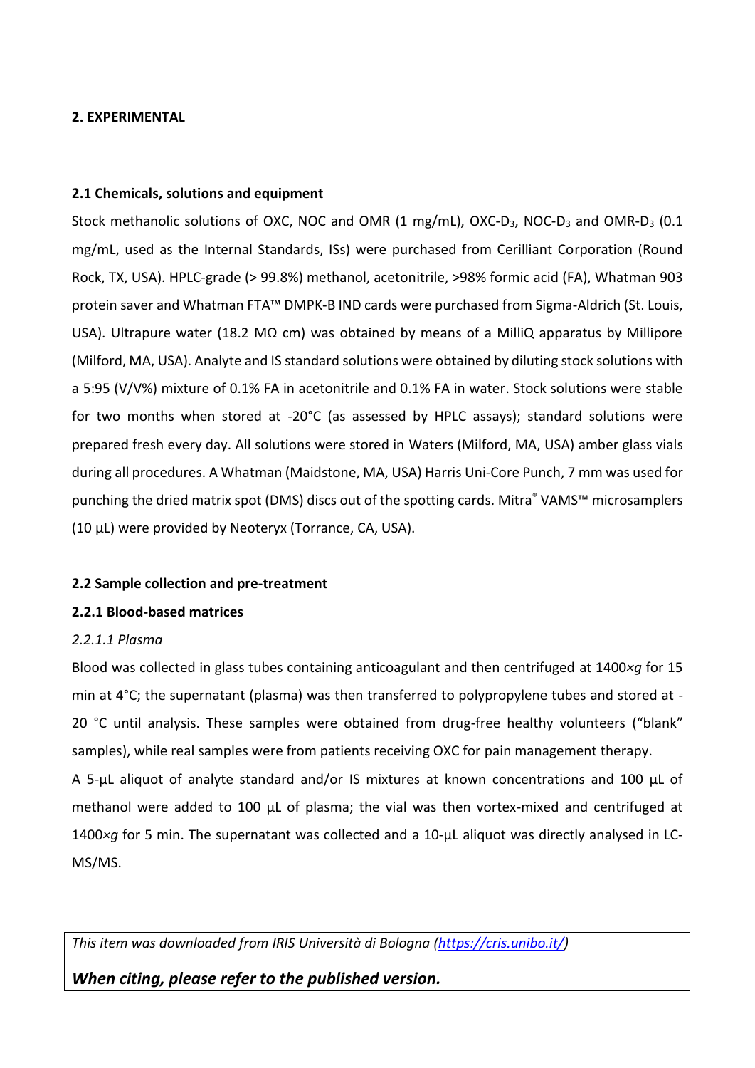## 2. EXPERIMENTAL

### 2.1 Chemicals, solutions and equipment

Stock methanolic solutions of OXC, NOC and OMR (1 mg/mL), OXC-$D_3$, NOC-$D_3$ and OMR-$D_3$ (0.1 mg/mL, used as the Internal Standards, ISs) were purchased from Cerilliant Corporation (Round Rock, TX, USA). HPLC-grade (> 99.8%) methanol, acetonitrile, >98% formic acid (FA), Whatman 903 protein saver and Whatman FTA™ DMPK-B IND cards were purchased from Sigma-Aldrich (St. Louis, USA). Ultrapure water (18.2 MΩ cm) was obtained by means of a MilliQ apparatus by Millipore (Milford, MA, USA). Analyte and IS standard solutions were obtained by diluting stock solutions with a 5:95 (V/V%) mixture of 0.1% FA in acetonitrile and 0.1% FA in water. Stock solutions were stable for two months when stored at -20°C (as assessed by HPLC assays); standard solutions were prepared fresh every day. All solutions were stored in Waters (Milford, MA, USA) amber glass vials during all procedures. A Whatman (Maidstone, MA, USA) Harris Uni-Core Punch, 7 mm was used for punching the dried matrix spot (DMS) discs out of the spotting cards. Mitra® VAMS™ microsamplers (10 µL) were provided by Neoteryx (Torrance, CA, USA).

### 2.2 Sample collection and pre-treatment

#### 2.2.1 Blood-based matrices

*2.2.1.1 Plasma*

Blood was collected in glass tubes containing anticoagulant and then centrifuged at 1400×*g* for 15 min at 4°C; the supernatant (plasma) was then transferred to polypropylene tubes and stored at -20 °C until analysis. These samples were obtained from drug-free healthy volunteers ("blank" samples), while real samples were from patients receiving OXC for pain management therapy.

A 5-µL aliquot of analyte standard and/or IS mixtures at known concentrations and 100 µL of methanol were added to 100 µL of plasma; the vial was then vortex-mixed and centrifuged at 1400×*g* for 5 min. The supernatant was collected and a 10-µL aliquot was directly analysed in LC-MS/MS.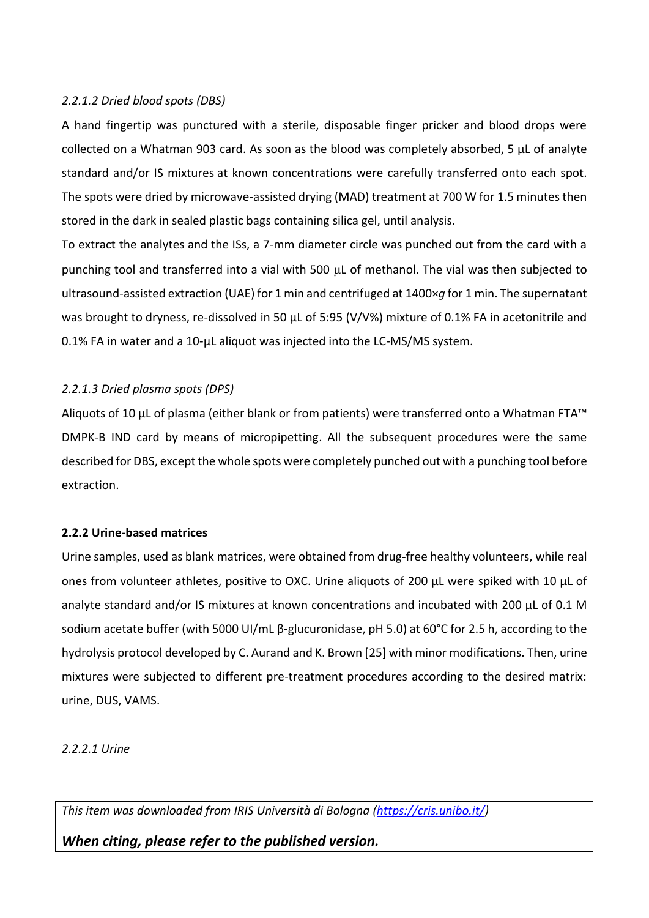*2.2.1.2 Dried blood spots (DBS)*

A hand fingertip was punctured with a sterile, disposable finger pricker and blood drops were collected on a Whatman 903 card. As soon as the blood was completely absorbed, 5 µL of analyte standard and/or IS mixtures at known concentrations were carefully transferred onto each spot. The spots were dried by microwave-assisted drying (MAD) treatment at 700 W for 1.5 minutes then stored in the dark in sealed plastic bags containing silica gel, until analysis.

To extract the analytes and the ISs, a 7-mm diameter circle was punched out from the card with a punching tool and transferred into a vial with 500 µL of methanol. The vial was then subjected to ultrasound-assisted extraction (UAE) for 1 min and centrifuged at 1400×*g* for 1 min. The supernatant was brought to dryness, re-dissolved in 50 µL of 5:95 (V/V%) mixture of 0.1% FA in acetonitrile and 0.1% FA in water and a 10-µL aliquot was injected into the LC-MS/MS system.

*2.2.1.3 Dried plasma spots (DPS)*

Aliquots of 10 µL of plasma (either blank or from patients) were transferred onto a Whatman FTA™ DMPK-B IND card by means of micropipetting. All the subsequent procedures were the same described for DBS, except the whole spots were completely punched out with a punching tool before extraction.

**2.2.2 Urine-based matrices**

Urine samples, used as blank matrices, were obtained from drug-free healthy volunteers, while real ones from volunteer athletes, positive to OXC. Urine aliquots of 200 µL were spiked with 10 µL of analyte standard and/or IS mixtures at known concentrations and incubated with 200 µL of 0.1 M sodium acetate buffer (with 5000 UI/mL β-glucuronidase, pH 5.0) at 60°C for 2.5 h, according to the hydrolysis protocol developed by C. Aurand and K. Brown [25] with minor modifications. Then, urine mixtures were subjected to different pre-treatment procedures according to the desired matrix: urine, DUS, VAMS.

*2.2.2.1 Urine*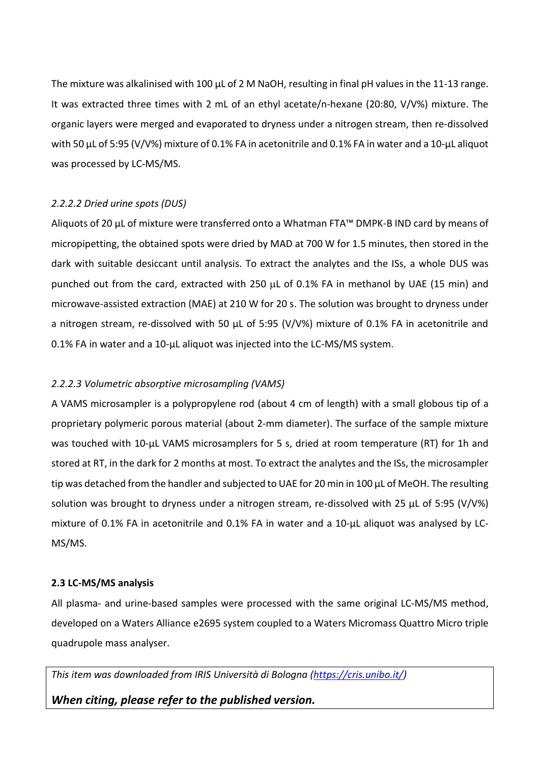The mixture was alkalinised with 100 µL of 2 M NaOH, resulting in final pH values in the 11-13 range. It was extracted three times with 2 mL of an ethyl acetate/n-hexane (20:80, V/V%) mixture. The organic layers were merged and evaporated to dryness under a nitrogen stream, then re-dissolved with 50 µL of 5:95 (V/V%) mixture of 0.1% FA in acetonitrile and 0.1% FA in water and a 10-µL aliquot was processed by LC-MS/MS.

#### *2.2.2.2 Dried urine spots (DUS)*

Aliquots of 20 µL of mixture were transferred onto a Whatman FTA™ DMPK-B IND card by means of micropipetting, the obtained spots were dried by MAD at 700 W for 1.5 minutes, then stored in the dark with suitable desiccant until analysis. To extract the analytes and the ISs, a whole DUS was punched out from the card, extracted with 250 µL of 0.1% FA in methanol by UAE (15 min) and microwave-assisted extraction (MAE) at 210 W for 20 s. The solution was brought to dryness under a nitrogen stream, re-dissolved with 50 µL of 5:95 (V/V%) mixture of 0.1% FA in acetonitrile and 0.1% FA in water and a 10-µL aliquot was injected into the LC-MS/MS system.

#### *2.2.2.3 Volumetric absorptive microsampling (VAMS)*

A VAMS microsampler is a polypropylene rod (about 4 cm of length) with a small globous tip of a proprietary polymeric porous material (about 2-mm diameter). The surface of the sample mixture was touched with 10-µL VAMS microsamplers for 5 s, dried at room temperature (RT) for 1h and stored at RT, in the dark for 2 months at most. To extract the analytes and the ISs, the microsampler tip was detached from the handler and subjected to UAE for 20 min in 100 µL of MeOH. The resulting solution was brought to dryness under a nitrogen stream, re-dissolved with 25 µL of 5:95 (V/V%) mixture of 0.1% FA in acetonitrile and 0.1% FA in water and a 10-µL aliquot was analysed by LC-MS/MS.

### 2.3 LC-MS/MS analysis

All plasma- and urine-based samples were processed with the same original LC-MS/MS method, developed on a Waters Alliance e2695 system coupled to a Waters Micromass Quattro Micro triple quadrupole mass analyser.

*This item was downloaded from IRIS Università di Bologna (https://cris.unibo.it/)*

***When citing, please refer to the published version.***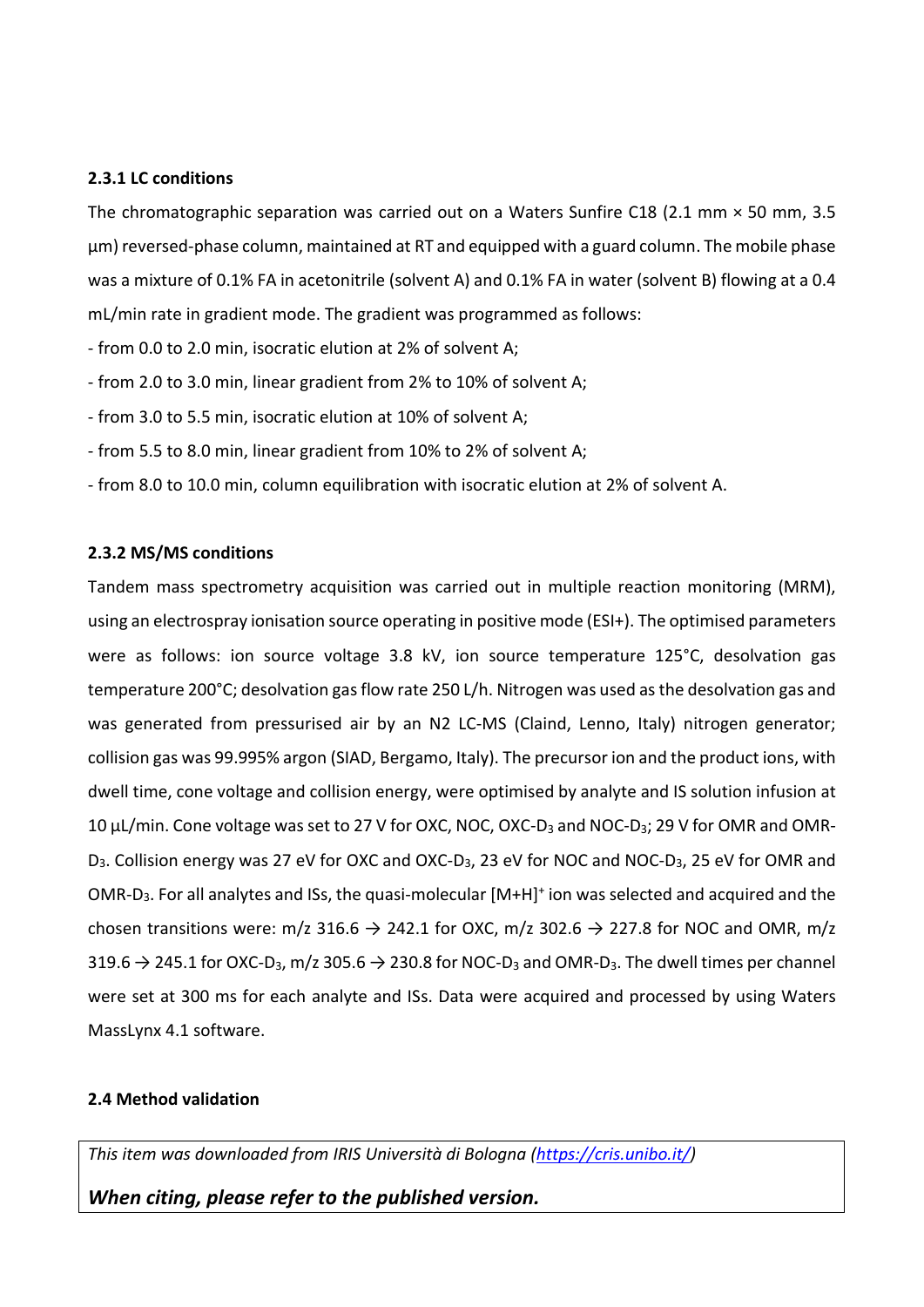### 2.3.1 LC conditions

The chromatographic separation was carried out on a Waters Sunfire C18 (2.1 mm × 50 mm, 3.5 µm) reversed-phase column, maintained at RT and equipped with a guard column. The mobile phase was a mixture of 0.1% FA in acetonitrile (solvent A) and 0.1% FA in water (solvent B) flowing at a 0.4 mL/min rate in gradient mode. The gradient was programmed as follows:

- from 0.0 to 2.0 min, isocratic elution at 2% of solvent A;
- from 2.0 to 3.0 min, linear gradient from 2% to 10% of solvent A;
- from 3.0 to 5.5 min, isocratic elution at 10% of solvent A;
- from 5.5 to 8.0 min, linear gradient from 10% to 2% of solvent A;
- from 8.0 to 10.0 min, column equilibration with isocratic elution at 2% of solvent A.

### 2.3.2 MS/MS conditions

Tandem mass spectrometry acquisition was carried out in multiple reaction monitoring (MRM), using an electrospray ionisation source operating in positive mode (ESI+). The optimised parameters were as follows: ion source voltage 3.8 kV, ion source temperature 125°C, desolvation gas temperature 200°C; desolvation gas flow rate 250 L/h. Nitrogen was used as the desolvation gas and was generated from pressurised air by an N2 LC-MS (Claind, Lenno, Italy) nitrogen generator; collision gas was 99.995% argon (SIAD, Bergamo, Italy). The precursor ion and the product ions, with dwell time, cone voltage and collision energy, were optimised by analyte and IS solution infusion at 10 µL/min. Cone voltage was set to 27 V for OXC, NOC, OXC-$D_3$ and NOC-$D_3$; 29 V for OMR and OMR-$D_3$. Collision energy was 27 eV for OXC and OXC-$D_3$, 23 eV for NOC and NOC-$D_3$, 25 eV for OMR and OMR-$D_3$. For all analytes and ISs, the quasi-molecular $[M+H]^+$ ion was selected and acquired and the chosen transitions were: m/z 316.6 → 242.1 for OXC, m/z 302.6 → 227.8 for NOC and OMR, m/z 319.6 → 245.1 for OXC-$D_3$, m/z 305.6 → 230.8 for NOC-$D_3$ and OMR-$D_3$. The dwell times per channel were set at 300 ms for each analyte and ISs. Data were acquired and processed by using Waters MassLynx 4.1 software.

### 2.4 Method validation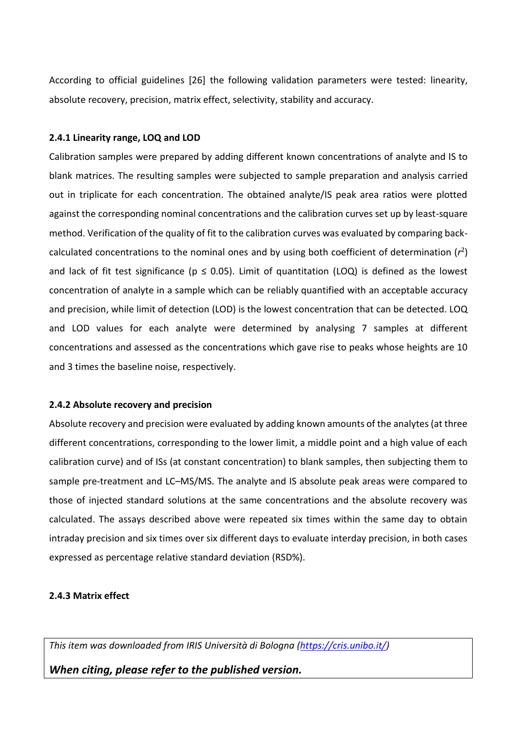According to official guidelines [26] the following validation parameters were tested: linearity, absolute recovery, precision, matrix effect, selectivity, stability and accuracy.

### 2.4.1 Linearity range, LOQ and LOD

Calibration samples were prepared by adding different known concentrations of analyte and IS to blank matrices. The resulting samples were subjected to sample preparation and analysis carried out in triplicate for each concentration. The obtained analyte/IS peak area ratios were plotted against the corresponding nominal concentrations and the calibration curves set up by least-square method. Verification of the quality of fit to the calibration curves was evaluated by comparing back-calculated concentrations to the nominal ones and by using both coefficient of determination ($r^2$) and lack of fit test significance ($p \leq 0.05$). Limit of quantitation (LOQ) is defined as the lowest concentration of analyte in a sample which can be reliably quantified with an acceptable accuracy and precision, while limit of detection (LOD) is the lowest concentration that can be detected. LOQ and LOD values for each analyte were determined by analysing 7 samples at different concentrations and assessed as the concentrations which gave rise to peaks whose heights are 10 and 3 times the baseline noise, respectively.

### 2.4.2 Absolute recovery and precision

Absolute recovery and precision were evaluated by adding known amounts of the analytes (at three different concentrations, corresponding to the lower limit, a middle point and a high value of each calibration curve) and of ISs (at constant concentration) to blank samples, then subjecting them to sample pre-treatment and LC–MS/MS. The analyte and IS absolute peak areas were compared to those of injected standard solutions at the same concentrations and the absolute recovery was calculated. The assays described above were repeated six times within the same day to obtain intraday precision and six times over six different days to evaluate interday precision, in both cases expressed as percentage relative standard deviation (RSD%).

### 2.4.3 Matrix effect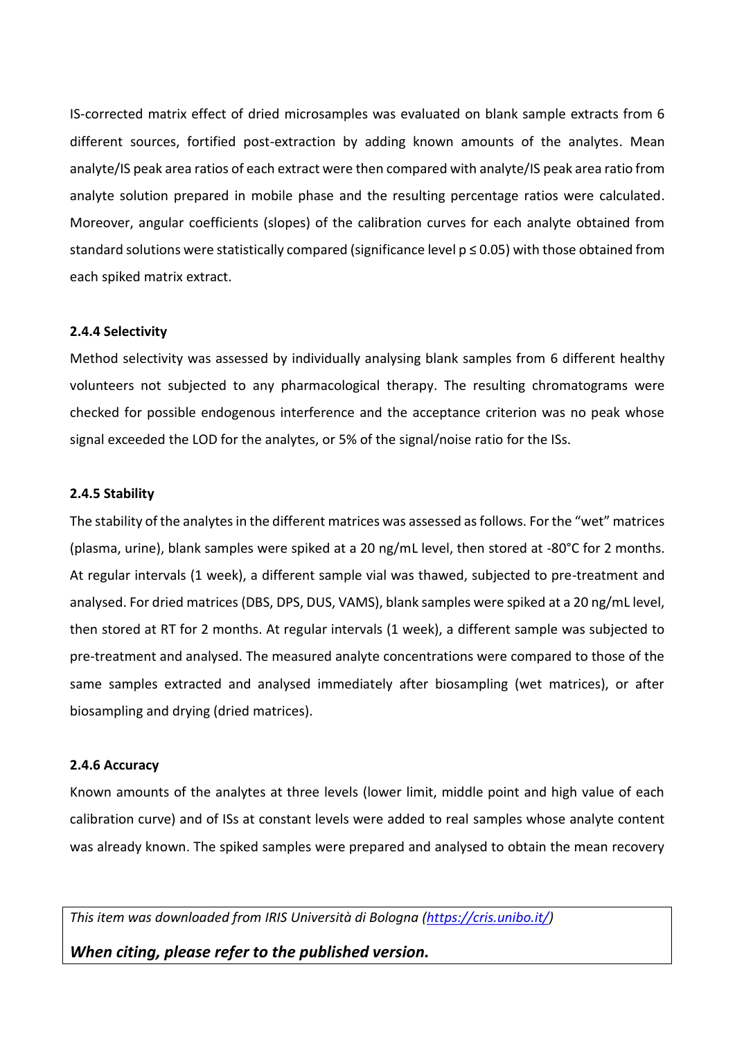IS-corrected matrix effect of dried microsamples was evaluated on blank sample extracts from 6 different sources, fortified post-extraction by adding known amounts of the analytes. Mean analyte/IS peak area ratios of each extract were then compared with analyte/IS peak area ratio from analyte solution prepared in mobile phase and the resulting percentage ratios were calculated. Moreover, angular coefficients (slopes) of the calibration curves for each analyte obtained from standard solutions were statistically compared (significance level $p \leq 0.05$) with those obtained from each spiked matrix extract.

#### 2.4.4 Selectivity

Method selectivity was assessed by individually analysing blank samples from 6 different healthy volunteers not subjected to any pharmacological therapy. The resulting chromatograms were checked for possible endogenous interference and the acceptance criterion was no peak whose signal exceeded the LOD for the analytes, or 5% of the signal/noise ratio for the ISs.

#### 2.4.5 Stability

The stability of the analytes in the different matrices was assessed as follows. For the "wet" matrices (plasma, urine), blank samples were spiked at a 20 ng/mL level, then stored at -80°C for 2 months. At regular intervals (1 week), a different sample vial was thawed, subjected to pre-treatment and analysed. For dried matrices (DBS, DPS, DUS, VAMS), blank samples were spiked at a 20 ng/mL level, then stored at RT for 2 months. At regular intervals (1 week), a different sample was subjected to pre-treatment and analysed. The measured analyte concentrations were compared to those of the same samples extracted and analysed immediately after biosampling (wet matrices), or after biosampling and drying (dried matrices).

#### 2.4.6 Accuracy

Known amounts of the analytes at three levels (lower limit, middle point and high value of each calibration curve) and of ISs at constant levels were added to real samples whose analyte content was already known. The spiked samples were prepared and analysed to obtain the mean recovery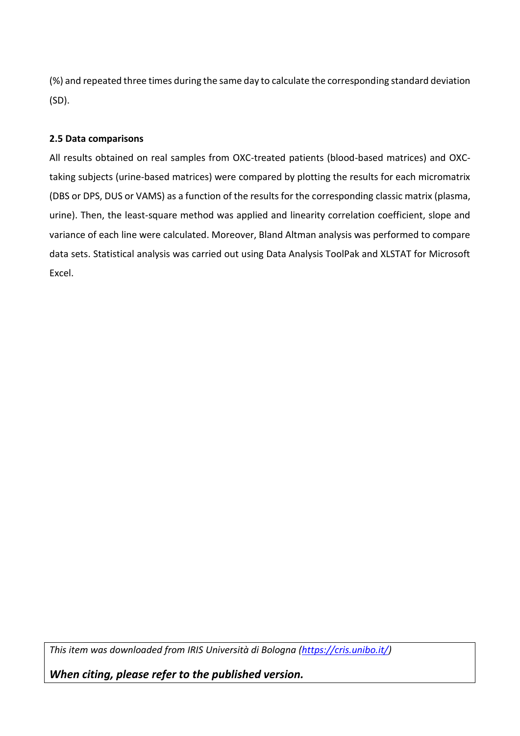(%) and repeated three times during the same day to calculate the corresponding standard deviation (SD).

### 2.5 Data comparisons

All results obtained on real samples from OXC-treated patients (blood-based matrices) and OXC-taking subjects (urine-based matrices) were compared by plotting the results for each micromatrix (DBS or DPS, DUS or VAMS) as a function of the results for the corresponding classic matrix (plasma, urine). Then, the least-square method was applied and linearity correlation coefficient, slope and variance of each line were calculated. Moreover, Bland Altman analysis was performed to compare data sets. Statistical analysis was carried out using Data Analysis ToolPak and XLSTAT for Microsoft Excel.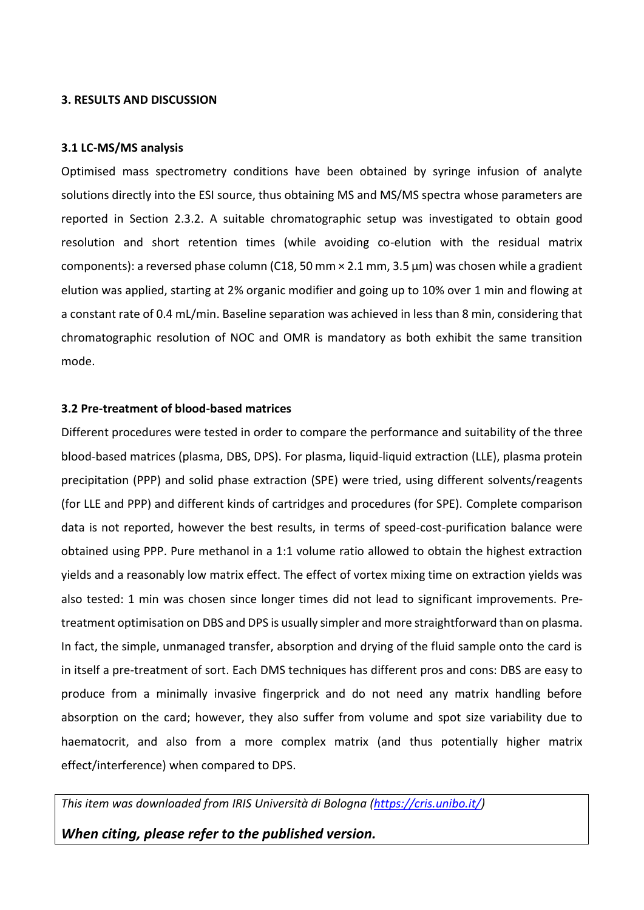## 3. RESULTS AND DISCUSSION

### 3.1 LC-MS/MS analysis

Optimised mass spectrometry conditions have been obtained by syringe infusion of analyte solutions directly into the ESI source, thus obtaining MS and MS/MS spectra whose parameters are reported in Section 2.3.2. A suitable chromatographic setup was investigated to obtain good resolution and short retention times (while avoiding co-elution with the residual matrix components): a reversed phase column (C18, 50 mm × 2.1 mm, 3.5 µm) was chosen while a gradient elution was applied, starting at 2% organic modifier and going up to 10% over 1 min and flowing at a constant rate of 0.4 mL/min. Baseline separation was achieved in less than 8 min, considering that chromatographic resolution of NOC and OMR is mandatory as both exhibit the same transition mode.

### 3.2 Pre-treatment of blood-based matrices

Different procedures were tested in order to compare the performance and suitability of the three blood-based matrices (plasma, DBS, DPS). For plasma, liquid-liquid extraction (LLE), plasma protein precipitation (PPP) and solid phase extraction (SPE) were tried, using different solvents/reagents (for LLE and PPP) and different kinds of cartridges and procedures (for SPE). Complete comparison data is not reported, however the best results, in terms of speed-cost-purification balance were obtained using PPP. Pure methanol in a 1:1 volume ratio allowed to obtain the highest extraction yields and a reasonably low matrix effect. The effect of vortex mixing time on extraction yields was also tested: 1 min was chosen since longer times did not lead to significant improvements. Pre-treatment optimisation on DBS and DPS is usually simpler and more straightforward than on plasma. In fact, the simple, unmanaged transfer, absorption and drying of the fluid sample onto the card is in itself a pre-treatment of sort. Each DMS techniques has different pros and cons: DBS are easy to produce from a minimally invasive fingerprick and do not need any matrix handling before absorption on the card; however, they also suffer from volume and spot size variability due to haematocrit, and also from a more complex matrix (and thus potentially higher matrix effect/interference) when compared to DPS.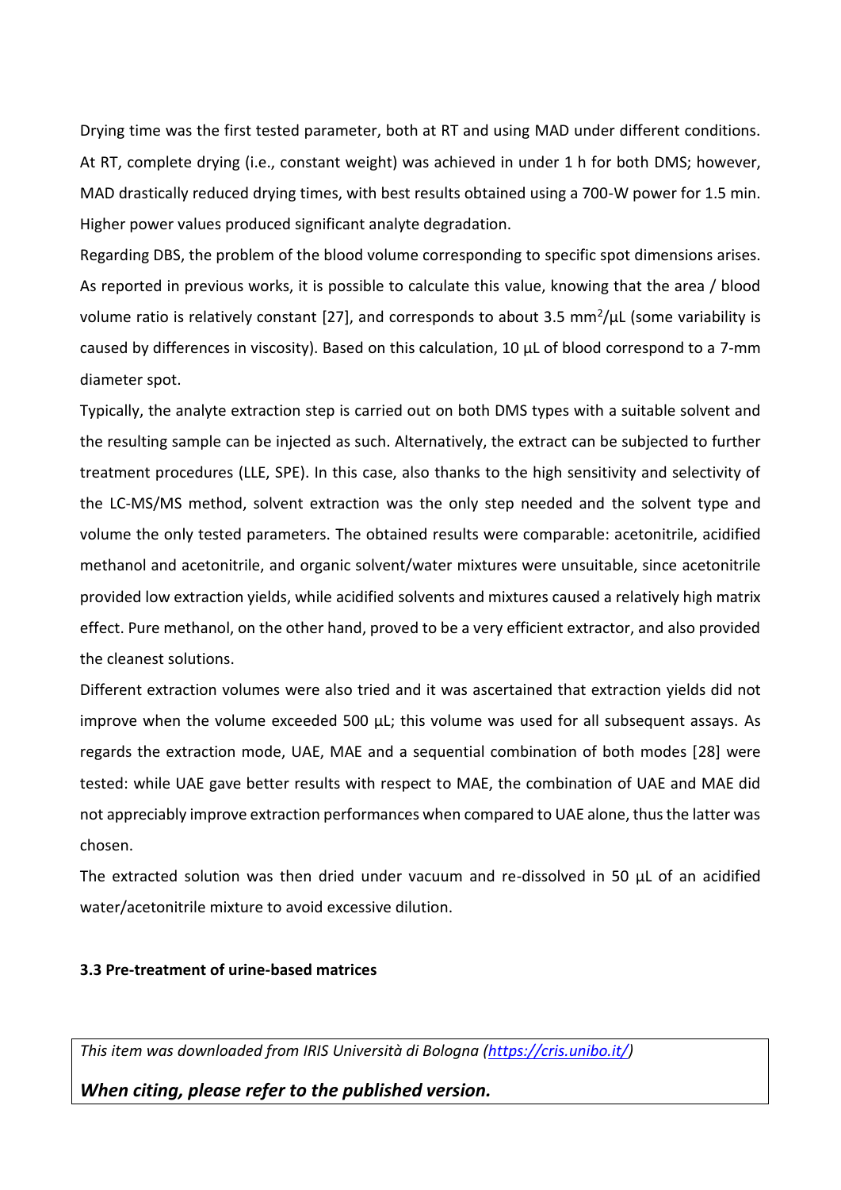Drying time was the first tested parameter, both at RT and using MAD under different conditions. At RT, complete drying (i.e., constant weight) was achieved in under 1 h for both DMS; however, MAD drastically reduced drying times, with best results obtained using a 700-W power for 1.5 min. Higher power values produced significant analyte degradation.

Regarding DBS, the problem of the blood volume corresponding to specific spot dimensions arises. As reported in previous works, it is possible to calculate this value, knowing that the area / blood volume ratio is relatively constant [27], and corresponds to about 3.5 $mm^2/\mu L$ (some variability is caused by differences in viscosity). Based on this calculation, 10 µL of blood correspond to a 7-mm diameter spot.

Typically, the analyte extraction step is carried out on both DMS types with a suitable solvent and the resulting sample can be injected as such. Alternatively, the extract can be subjected to further treatment procedures (LLE, SPE). In this case, also thanks to the high sensitivity and selectivity of the LC-MS/MS method, solvent extraction was the only step needed and the solvent type and volume the only tested parameters. The obtained results were comparable: acetonitrile, acidified methanol and acetonitrile, and organic solvent/water mixtures were unsuitable, since acetonitrile provided low extraction yields, while acidified solvents and mixtures caused a relatively high matrix effect. Pure methanol, on the other hand, proved to be a very efficient extractor, and also provided the cleanest solutions.

Different extraction volumes were also tried and it was ascertained that extraction yields did not improve when the volume exceeded 500 µL; this volume was used for all subsequent assays. As regards the extraction mode, UAE, MAE and a sequential combination of both modes [28] were tested: while UAE gave better results with respect to MAE, the combination of UAE and MAE did not appreciably improve extraction performances when compared to UAE alone, thus the latter was chosen.

The extracted solution was then dried under vacuum and re-dissolved in 50 µL of an acidified water/acetonitrile mixture to avoid excessive dilution.

### 3.3 Pre-treatment of urine-based matrices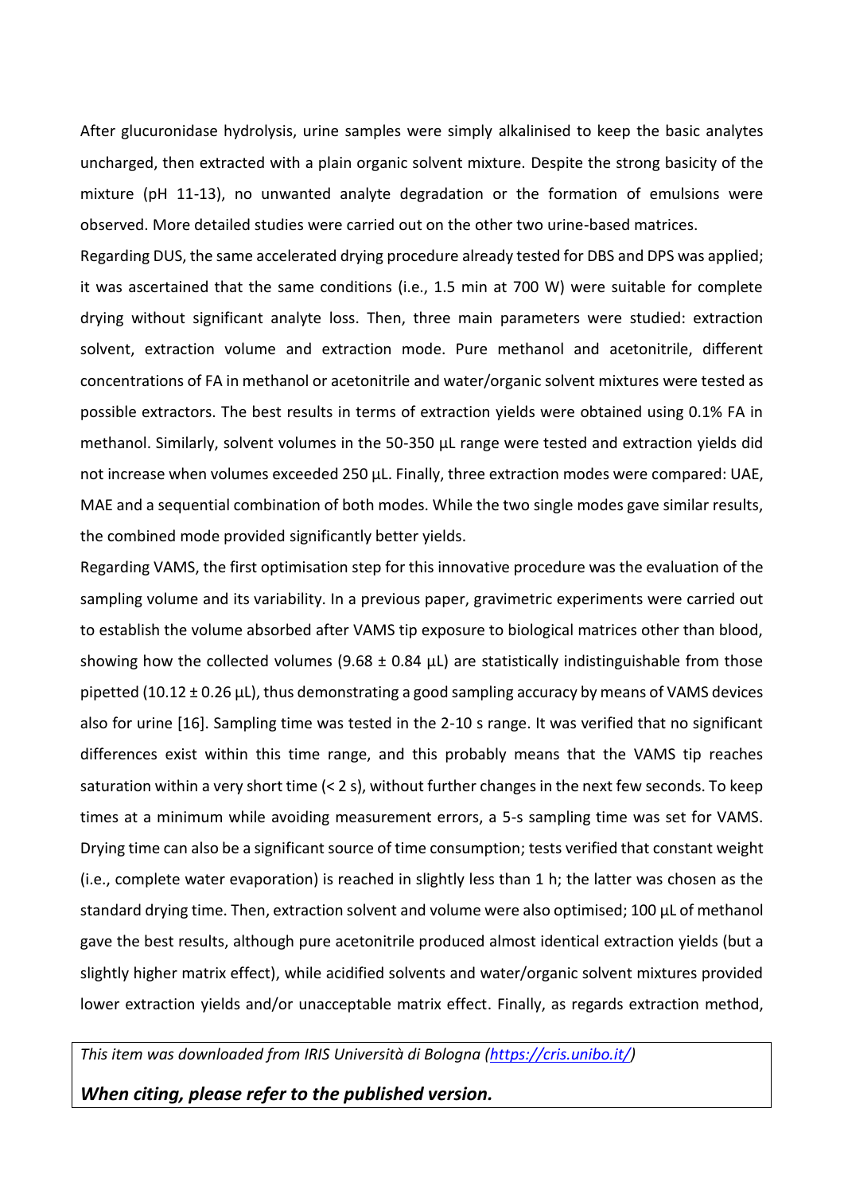After glucuronidase hydrolysis, urine samples were simply alkalinised to keep the basic analytes uncharged, then extracted with a plain organic solvent mixture. Despite the strong basicity of the mixture (pH 11-13), no unwanted analyte degradation or the formation of emulsions were observed. More detailed studies were carried out on the other two urine-based matrices.

Regarding DUS, the same accelerated drying procedure already tested for DBS and DPS was applied; it was ascertained that the same conditions (i.e., 1.5 min at 700 W) were suitable for complete drying without significant analyte loss. Then, three main parameters were studied: extraction solvent, extraction volume and extraction mode. Pure methanol and acetonitrile, different concentrations of FA in methanol or acetonitrile and water/organic solvent mixtures were tested as possible extractors. The best results in terms of extraction yields were obtained using 0.1% FA in methanol. Similarly, solvent volumes in the 50-350 µL range were tested and extraction yields did not increase when volumes exceeded 250 µL. Finally, three extraction modes were compared: UAE, MAE and a sequential combination of both modes. While the two single modes gave similar results, the combined mode provided significantly better yields.

Regarding VAMS, the first optimisation step for this innovative procedure was the evaluation of the sampling volume and its variability. In a previous paper, gravimetric experiments were carried out to establish the volume absorbed after VAMS tip exposure to biological matrices other than blood, showing how the collected volumes (9.68 ± 0.84 µL) are statistically indistinguishable from those pipetted (10.12 ± 0.26 µL), thus demonstrating a good sampling accuracy by means of VAMS devices also for urine [16]. Sampling time was tested in the 2-10 s range. It was verified that no significant differences exist within this time range, and this probably means that the VAMS tip reaches saturation within a very short time (< 2 s), without further changes in the next few seconds. To keep times at a minimum while avoiding measurement errors, a 5-s sampling time was set for VAMS. Drying time can also be a significant source of time consumption; tests verified that constant weight (i.e., complete water evaporation) is reached in slightly less than 1 h; the latter was chosen as the standard drying time. Then, extraction solvent and volume were also optimised; 100 µL of methanol gave the best results, although pure acetonitrile produced almost identical extraction yields (but a slightly higher matrix effect), while acidified solvents and water/organic solvent mixtures provided lower extraction yields and/or unacceptable matrix effect. Finally, as regards extraction method,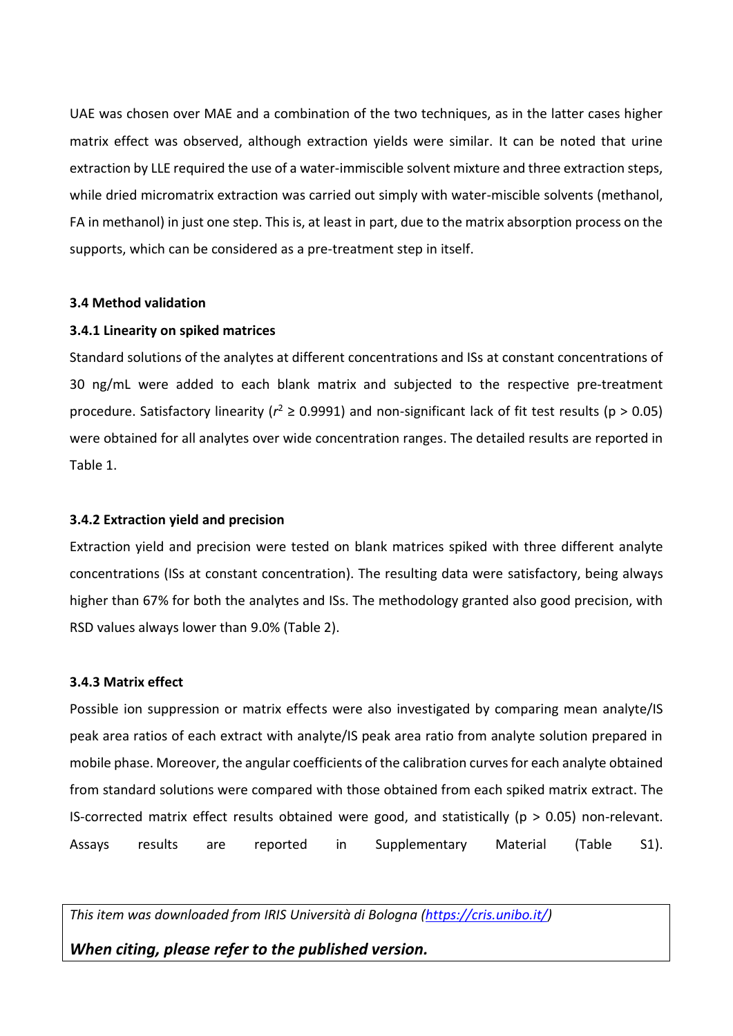UAE was chosen over MAE and a combination of the two techniques, as in the latter cases higher matrix effect was observed, although extraction yields were similar. It can be noted that urine extraction by LLE required the use of a water-immiscible solvent mixture and three extraction steps, while dried micromatrix extraction was carried out simply with water-miscible solvents (methanol, FA in methanol) in just one step. This is, at least in part, due to the matrix absorption process on the supports, which can be considered as a pre-treatment step in itself.

### 3.4 Method validation

#### 3.4.1 Linearity on spiked matrices

Standard solutions of the analytes at different concentrations and ISs at constant concentrations of 30 ng/mL were added to each blank matrix and subjected to the respective pre-treatment procedure. Satisfactory linearity ($r^2 \geq 0.9991$) and non-significant lack of fit test results ($p > 0.05$) were obtained for all analytes over wide concentration ranges. The detailed results are reported in Table 1.

#### 3.4.2 Extraction yield and precision

Extraction yield and precision were tested on blank matrices spiked with three different analyte concentrations (ISs at constant concentration). The resulting data were satisfactory, being always higher than 67% for both the analytes and ISs. The methodology granted also good precision, with RSD values always lower than 9.0% (Table 2).

#### 3.4.3 Matrix effect

Possible ion suppression or matrix effects were also investigated by comparing mean analyte/IS peak area ratios of each extract with analyte/IS peak area ratio from analyte solution prepared in mobile phase. Moreover, the angular coefficients of the calibration curves for each analyte obtained from standard solutions were compared with those obtained from each spiked matrix extract. The IS-corrected matrix effect results obtained were good, and statistically ($p > 0.05$) non-relevant. Assays results are reported in Supplementary Material (Table S1).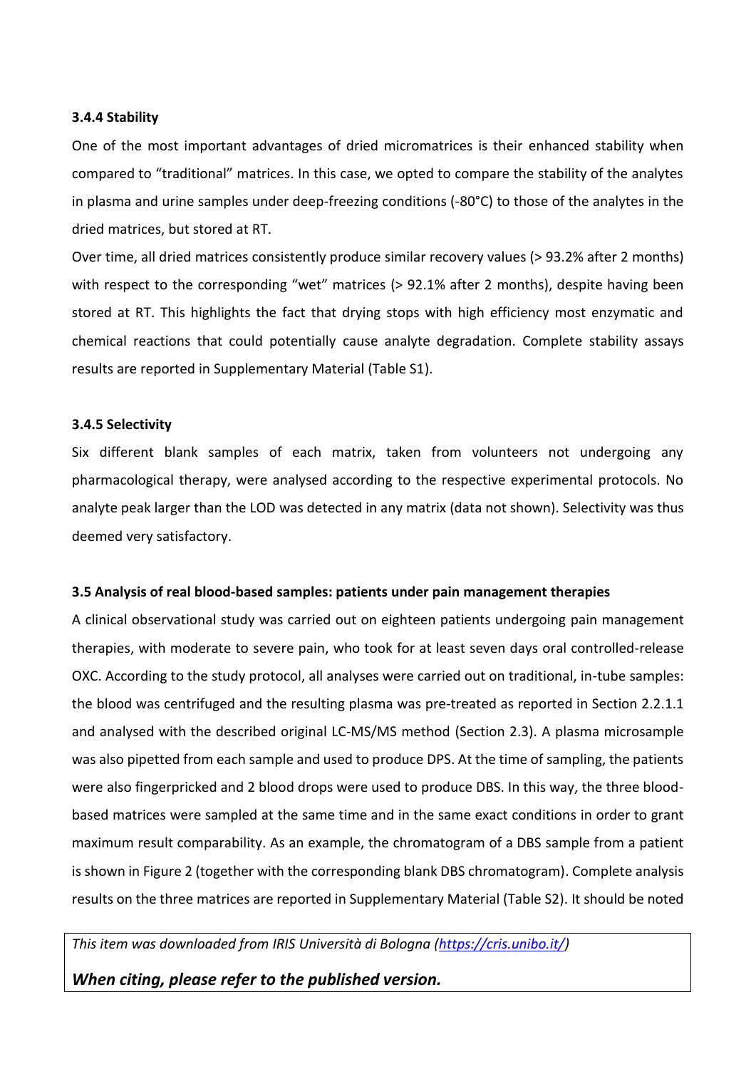#### 3.4.4 Stability

One of the most important advantages of dried micromatrices is their enhanced stability when compared to "traditional" matrices. In this case, we opted to compare the stability of the analytes in plasma and urine samples under deep-freezing conditions (-80°C) to those of the analytes in the dried matrices, but stored at RT.

Over time, all dried matrices consistently produce similar recovery values (> 93.2% after 2 months) with respect to the corresponding "wet" matrices (> 92.1% after 2 months), despite having been stored at RT. This highlights the fact that drying stops with high efficiency most enzymatic and chemical reactions that could potentially cause analyte degradation. Complete stability assays results are reported in Supplementary Material (Table S1).

#### 3.4.5 Selectivity

Six different blank samples of each matrix, taken from volunteers not undergoing any pharmacological therapy, were analysed according to the respective experimental protocols. No analyte peak larger than the LOD was detected in any matrix (data not shown). Selectivity was thus deemed very satisfactory.

### 3.5 Analysis of real blood-based samples: patients under pain management therapies

A clinical observational study was carried out on eighteen patients undergoing pain management therapies, with moderate to severe pain, who took for at least seven days oral controlled-release OXC. According to the study protocol, all analyses were carried out on traditional, in-tube samples: the blood was centrifuged and the resulting plasma was pre-treated as reported in Section 2.2.1.1 and analysed with the described original LC-MS/MS method (Section 2.3). A plasma microsample was also pipetted from each sample and used to produce DPS. At the time of sampling, the patients were also fingerpricked and 2 blood drops were used to produce DBS. In this way, the three blood-based matrices were sampled at the same time and in the same exact conditions in order to grant maximum result comparability. As an example, the chromatogram of a DBS sample from a patient is shown in Figure 2 (together with the corresponding blank DBS chromatogram). Complete analysis results on the three matrices are reported in Supplementary Material (Table S2). It should be noted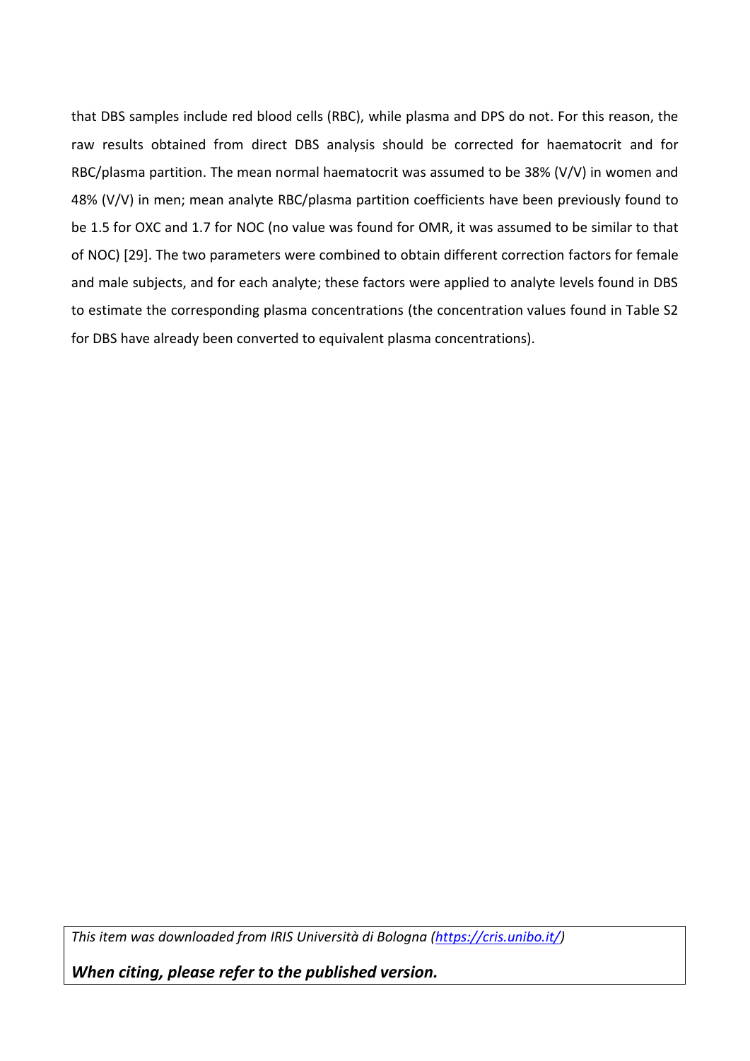that DBS samples include red blood cells (RBC), while plasma and DPS do not. For this reason, the raw results obtained from direct DBS analysis should be corrected for haematocrit and for RBC/plasma partition. The mean normal haematocrit was assumed to be 38% (V/V) in women and 48% (V/V) in men; mean analyte RBC/plasma partition coefficients have been previously found to be 1.5 for OXC and 1.7 for NOC (no value was found for OMR, it was assumed to be similar to that of NOC) [29]. The two parameters were combined to obtain different correction factors for female and male subjects, and for each analyte; these factors were applied to analyte levels found in DBS to estimate the corresponding plasma concentrations (the concentration values found in Table S2 for DBS have already been converted to equivalent plasma concentrations).

*This item was downloaded from IRIS Università di Bologna ([https://cris.unibo.it/](https://cris.unibo.it/))*

***When citing, please refer to the published version.***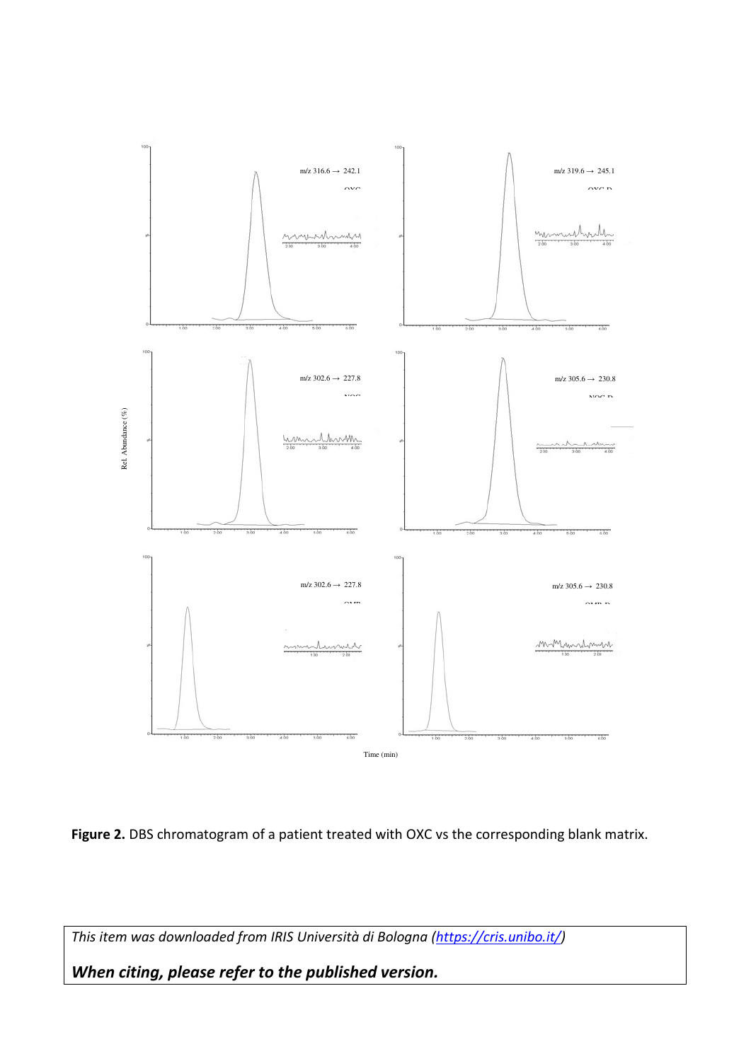**Figure 2.** DBS chromatogram of a patient treated with OXC vs the corresponding blank matrix.

*This item was downloaded from IRIS Università di Bologna (https://cris.unibo.it/)*

***When citing, please refer to the published version.***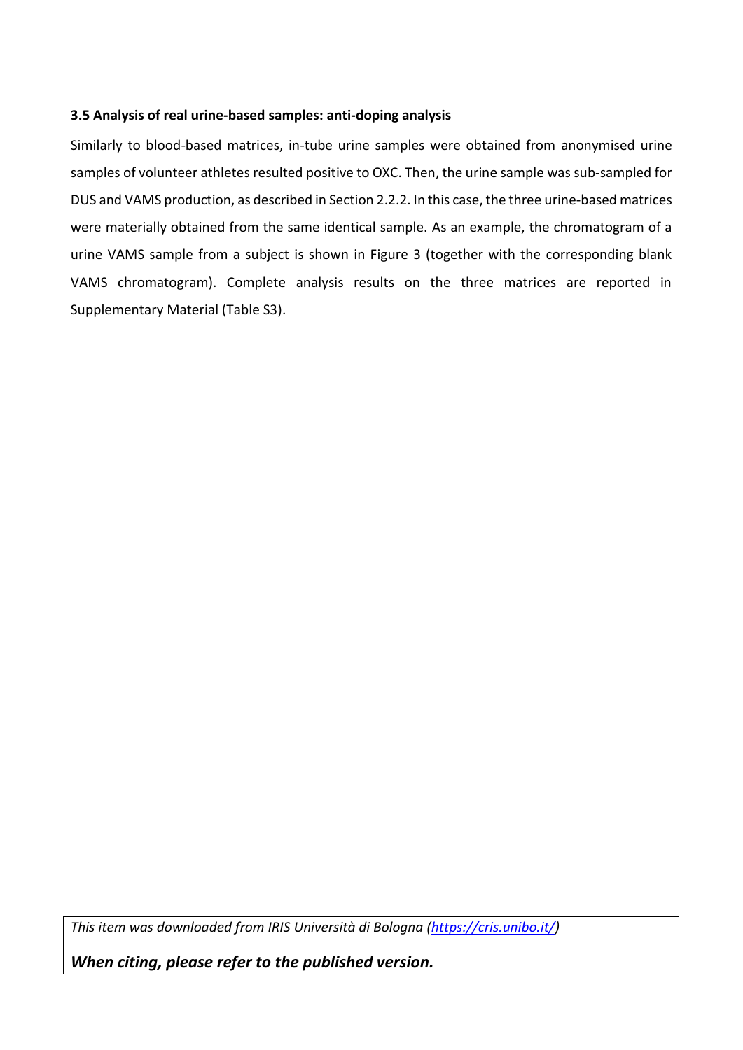### 3.5 Analysis of real urine-based samples: anti-doping analysis

Similarly to blood-based matrices, in-tube urine samples were obtained from anonymised urine samples of volunteer athletes resulted positive to OXC. Then, the urine sample was sub-sampled for DUS and VAMS production, as described in Section 2.2.2. In this case, the three urine-based matrices were materially obtained from the same identical sample. As an example, the chromatogram of a urine VAMS sample from a subject is shown in Figure 3 (together with the corresponding blank VAMS chromatogram). Complete analysis results on the three matrices are reported in Supplementary Material (Table S3).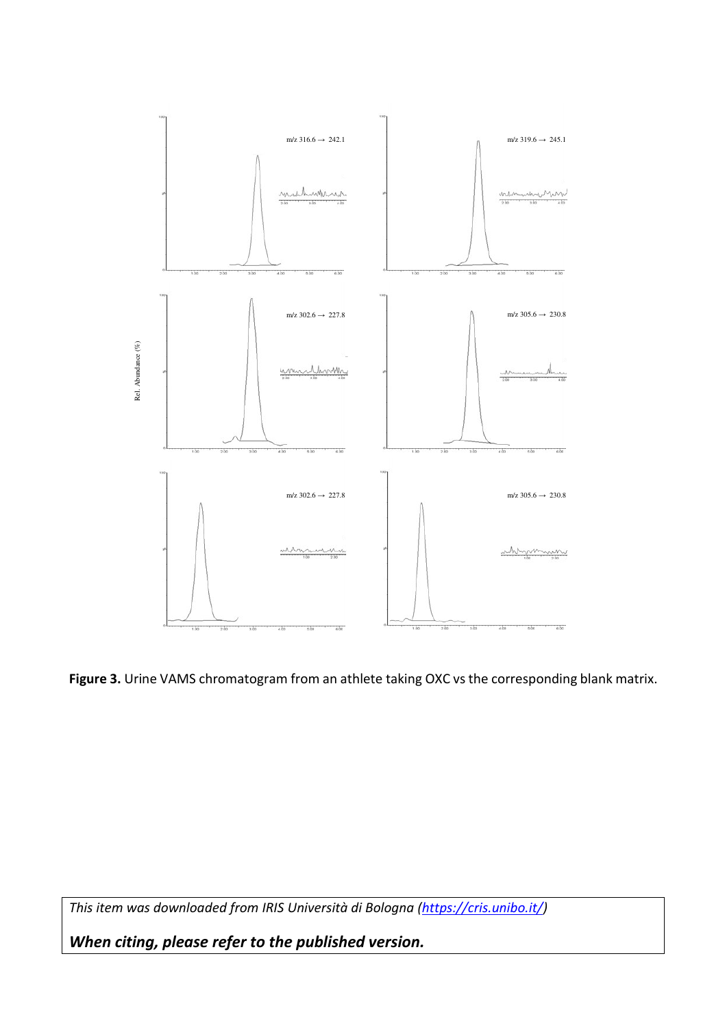**Figure 3.** Urine VAMS chromatogram from an athlete taking OXC vs the corresponding blank matrix.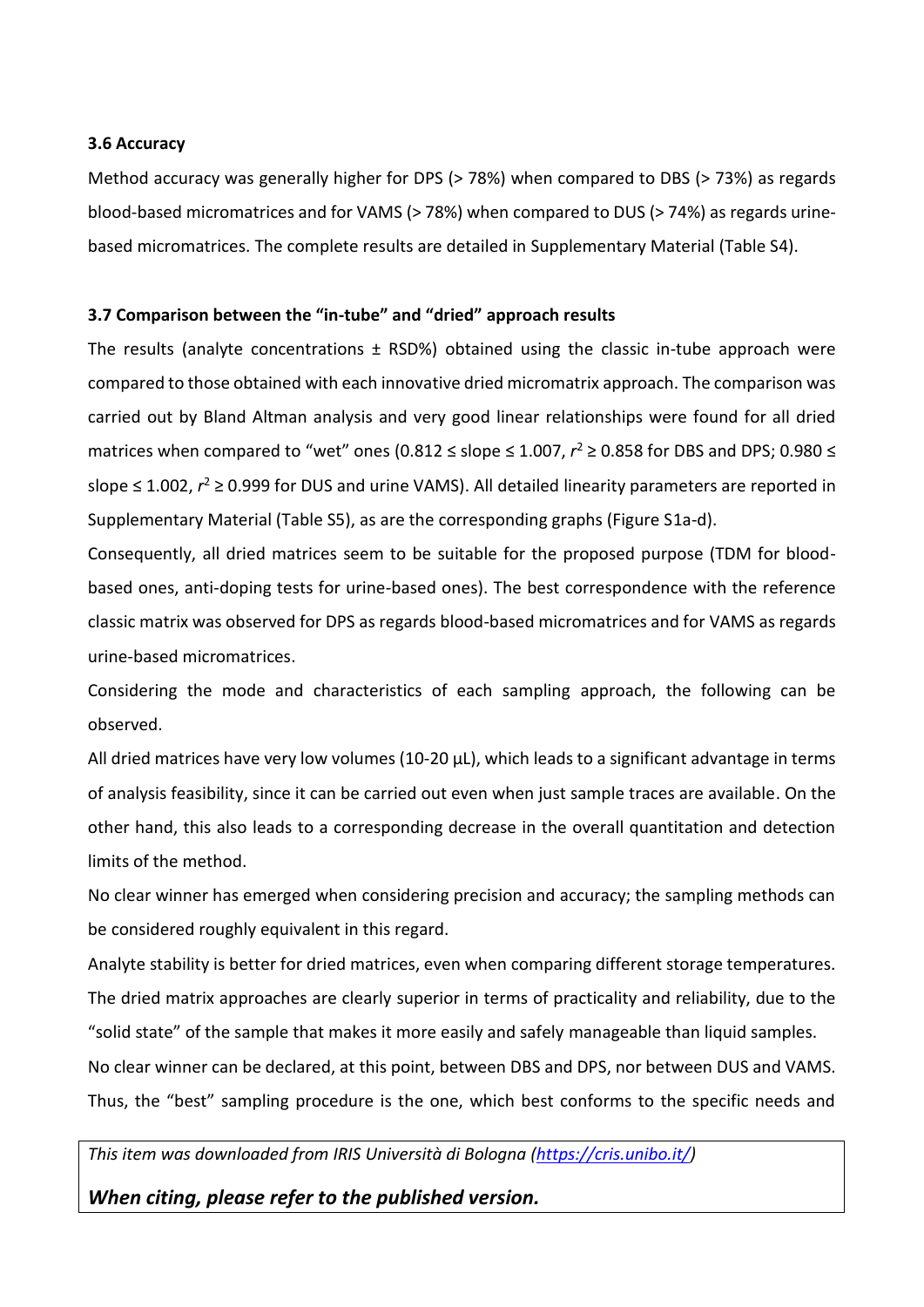### 3.6 Accuracy

Method accuracy was generally higher for DPS (> 78%) when compared to DBS (> 73%) as regards blood-based micromatrices and for VAMS (> 78%) when compared to DUS (> 74%) as regards urine-based micromatrices. The complete results are detailed in Supplementary Material (Table S4).

### 3.7 Comparison between the "in-tube" and "dried" approach results

The results (analyte concentrations ± RSD%) obtained using the classic in-tube approach were compared to those obtained with each innovative dried micromatrix approach. The comparison was carried out by Bland Altman analysis and very good linear relationships were found for all dried matrices when compared to "wet" ones (0.812 ≤ slope ≤ 1.007, $r^2$ ≥ 0.858 for DBS and DPS; 0.980 ≤ slope ≤ 1.002, $r^2$ ≥ 0.999 for DUS and urine VAMS). All detailed linearity parameters are reported in Supplementary Material (Table S5), as are the corresponding graphs (Figure S1a-d).

Consequently, all dried matrices seem to be suitable for the proposed purpose (TDM for blood-based ones, anti-doping tests for urine-based ones). The best correspondence with the reference classic matrix was observed for DPS as regards blood-based micromatrices and for VAMS as regards urine-based micromatrices.

Considering the mode and characteristics of each sampling approach, the following can be observed.

All dried matrices have very low volumes (10-20 µL), which leads to a significant advantage in terms of analysis feasibility, since it can be carried out even when just sample traces are available. On the other hand, this also leads to a corresponding decrease in the overall quantitation and detection limits of the method.

No clear winner has emerged when considering precision and accuracy; the sampling methods can be considered roughly equivalent in this regard.

Analyte stability is better for dried matrices, even when comparing different storage temperatures. The dried matrix approaches are clearly superior in terms of practicality and reliability, due to the "solid state" of the sample that makes it more easily and safely manageable than liquid samples.

No clear winner can be declared, at this point, between DBS and DPS, nor between DUS and VAMS. Thus, the "best" sampling procedure is the one, which best conforms to the specific needs and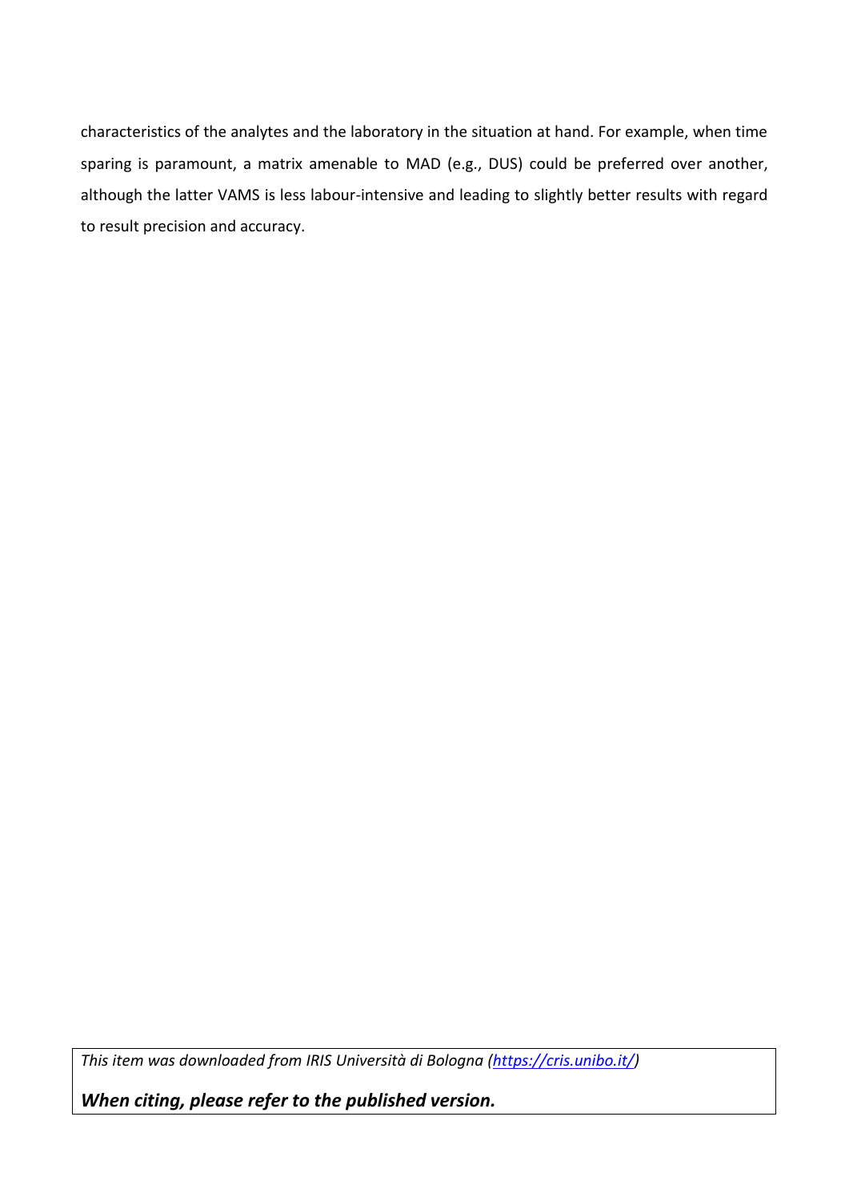characteristics of the analytes and the laboratory in the situation at hand. For example, when time sparing is paramount, a matrix amenable to MAD (e.g., DUS) could be preferred over another, although the latter VAMS is less labour-intensive and leading to slightly better results with regard to result precision and accuracy.

*This item was downloaded from IRIS Università di Bologna (https://cris.unibo.it/)*

***When citing, please refer to the published version.***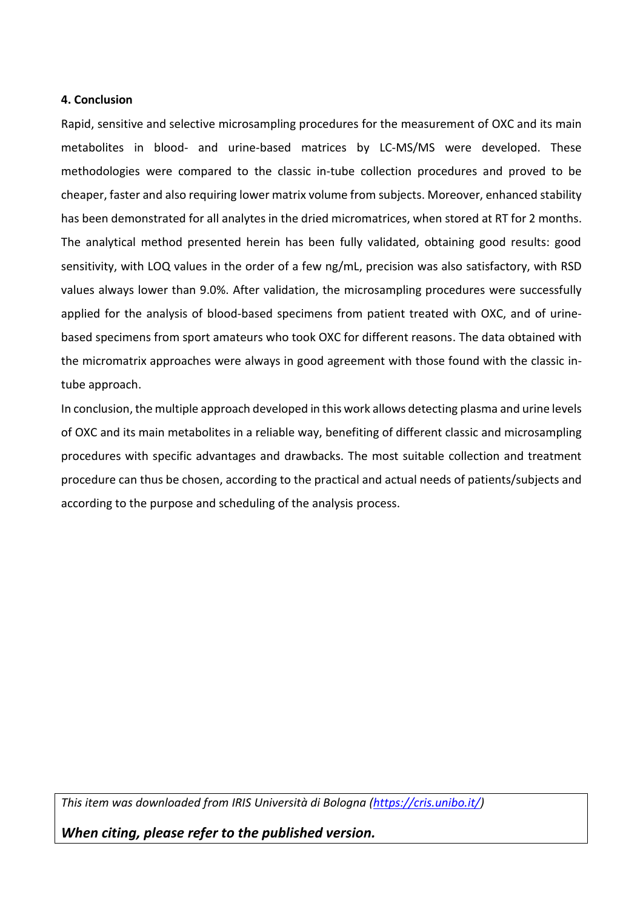### 4. Conclusion

Rapid, sensitive and selective microsampling procedures for the measurement of OXC and its main metabolites in blood- and urine-based matrices by LC-MS/MS were developed. These methodologies were compared to the classic in-tube collection procedures and proved to be cheaper, faster and also requiring lower matrix volume from subjects. Moreover, enhanced stability has been demonstrated for all analytes in the dried micromatrices, when stored at RT for 2 months. The analytical method presented herein has been fully validated, obtaining good results: good sensitivity, with LOQ values in the order of a few ng/mL, precision was also satisfactory, with RSD values always lower than 9.0%. After validation, the microsampling procedures were successfully applied for the analysis of blood-based specimens from patient treated with OXC, and of urine-based specimens from sport amateurs who took OXC for different reasons. The data obtained with the micromatrix approaches were always in good agreement with those found with the classic in-tube approach.

In conclusion, the multiple approach developed in this work allows detecting plasma and urine levels of OXC and its main metabolites in a reliable way, benefiting of different classic and microsampling procedures with specific advantages and drawbacks. The most suitable collection and treatment procedure can thus be chosen, according to the practical and actual needs of patients/subjects and according to the purpose and scheduling of the analysis process.

*This item was downloaded from IRIS Università di Bologna (https://cris.unibo.it/)*

***When citing, please refer to the published version.***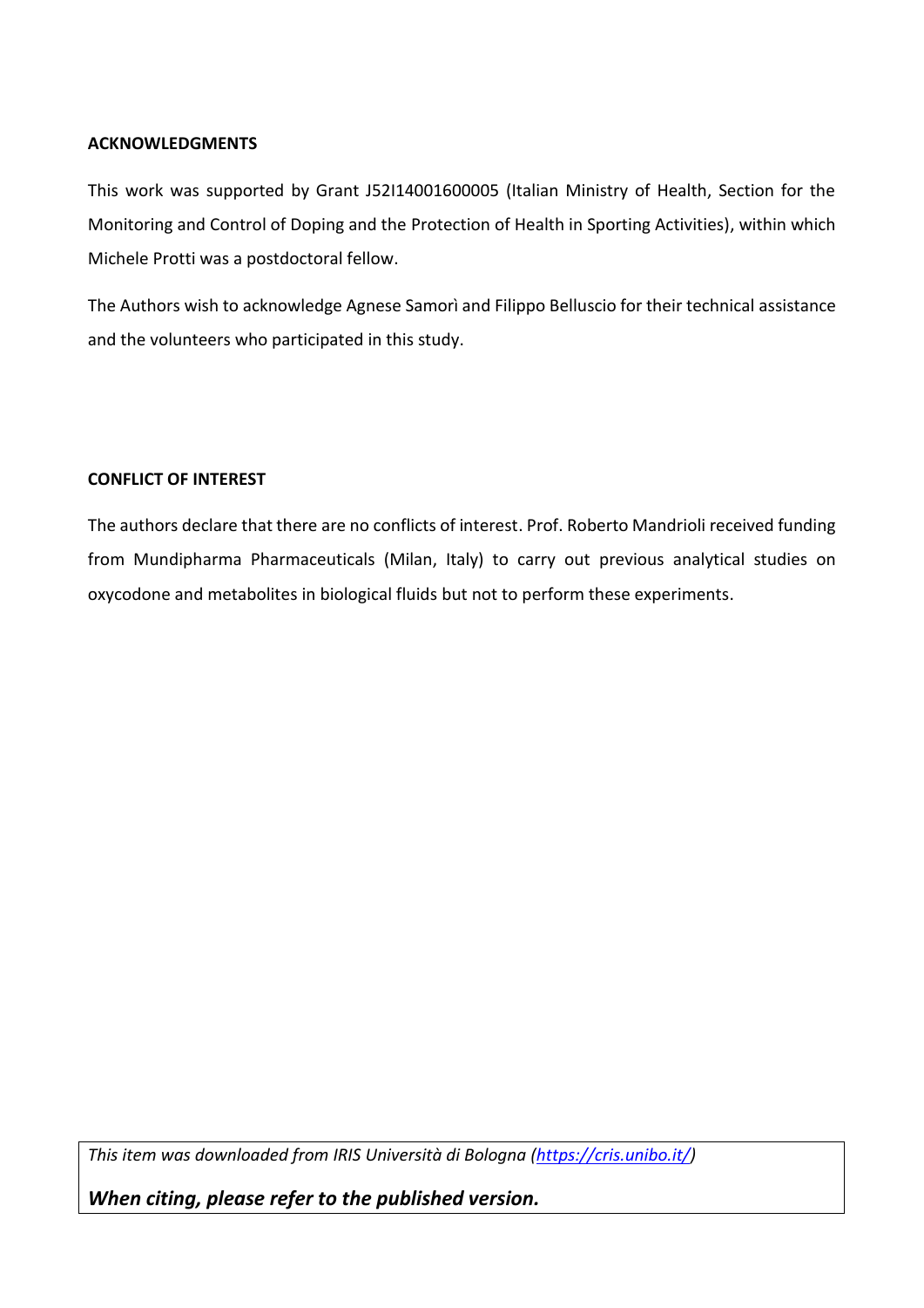**ACKNOWLEDGMENTS**

This work was supported by Grant J52I14001600005 (Italian Ministry of Health, Section for the Monitoring and Control of Doping and the Protection of Health in Sporting Activities), within which Michele Protti was a postdoctoral fellow.

The Authors wish to acknowledge Agnese Samorì and Filippo Belluscio for their technical assistance and the volunteers who participated in this study.

**CONFLICT OF INTEREST**

The authors declare that there are no conflicts of interest. Prof. Roberto Mandrioli received funding from Mundipharma Pharmaceuticals (Milan, Italy) to carry out previous analytical studies on oxycodone and metabolites in biological fluids but not to perform these experiments.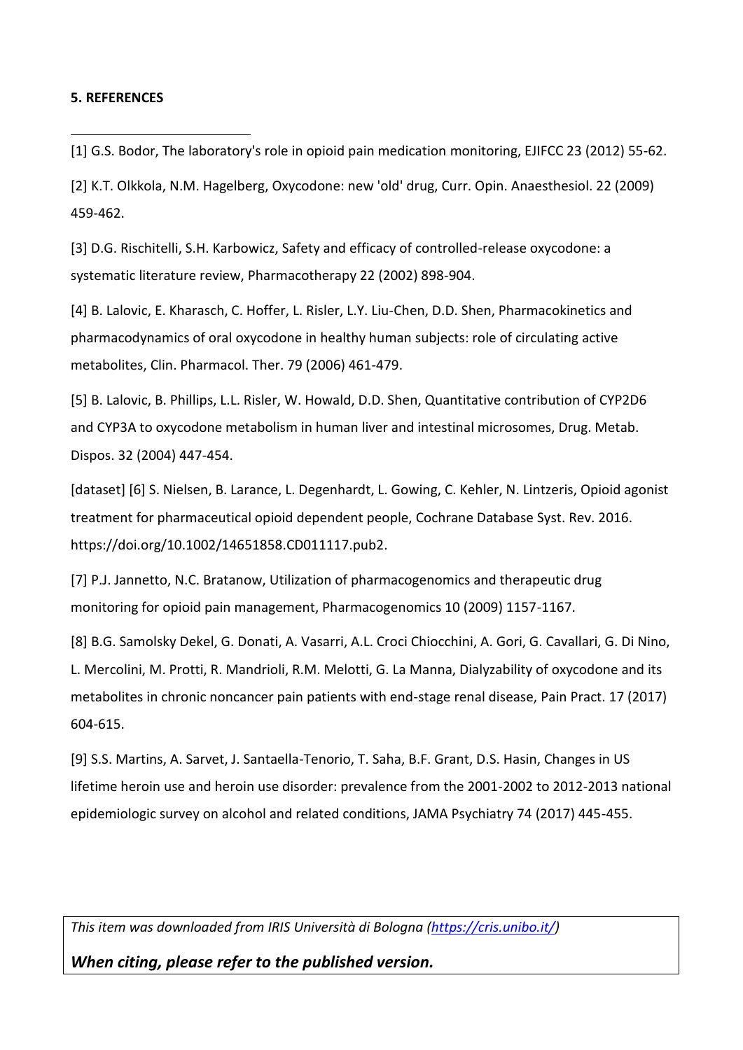**5. REFERENCES**

[1] G.S. Bodor, The laboratory's role in opioid pain medication monitoring, EJIFCC 23 (2012) 55-62.

[2] K.T. Olkkola, N.M. Hagelberg, Oxycodone: new 'old' drug, Curr. Opin. Anaesthesiol. 22 (2009) 459-462.

[3] D.G. Rischitelli, S.H. Karbowicz, Safety and efficacy of controlled-release oxycodone: a systematic literature review, Pharmacotherapy 22 (2002) 898-904.

[4] B. Lalovic, E. Kharasch, C. Hoffer, L. Risler, L.Y. Liu-Chen, D.D. Shen, Pharmacokinetics and pharmacodynamics of oral oxycodone in healthy human subjects: role of circulating active metabolites, Clin. Pharmacol. Ther. 79 (2006) 461-479.

[5] B. Lalovic, B. Phillips, L.L. Risler, W. Howald, D.D. Shen, Quantitative contribution of CYP2D6 and CYP3A to oxycodone metabolism in human liver and intestinal microsomes, Drug. Metab. Dispos. 32 (2004) 447-454.

[dataset] [6] S. Nielsen, B. Larance, L. Degenhardt, L. Gowing, C. Kehler, N. Lintzeris, Opioid agonist treatment for pharmaceutical opioid dependent people, Cochrane Database Syst. Rev. 2016. https://doi.org/10.1002/14651858.CD011117.pub2.

[7] P.J. Jannetto, N.C. Bratanow, Utilization of pharmacogenomics and therapeutic drug monitoring for opioid pain management, Pharmacogenomics 10 (2009) 1157-1167.

[8] B.G. Samolsky Dekel, G. Donati, A. Vasarri, A.L. Croci Chiocchini, A. Gori, G. Cavallari, G. Di Nino, L. Mercolini, M. Protti, R. Mandrioli, R.M. Melotti, G. La Manna, Dialyzability of oxycodone and its metabolites in chronic noncancer pain patients with end-stage renal disease, Pain Pract. 17 (2017) 604-615.

[9] S.S. Martins, A. Sarvet, J. Santaella-Tenorio, T. Saha, B.F. Grant, D.S. Hasin, Changes in US lifetime heroin use and heroin use disorder: prevalence from the 2001-2002 to 2012-2013 national epidemiologic survey on alcohol and related conditions, JAMA Psychiatry 74 (2017) 445-455.

*This item was downloaded from IRIS Università di Bologna (https://cris.unibo.it/)*

***When citing, please refer to the published version.***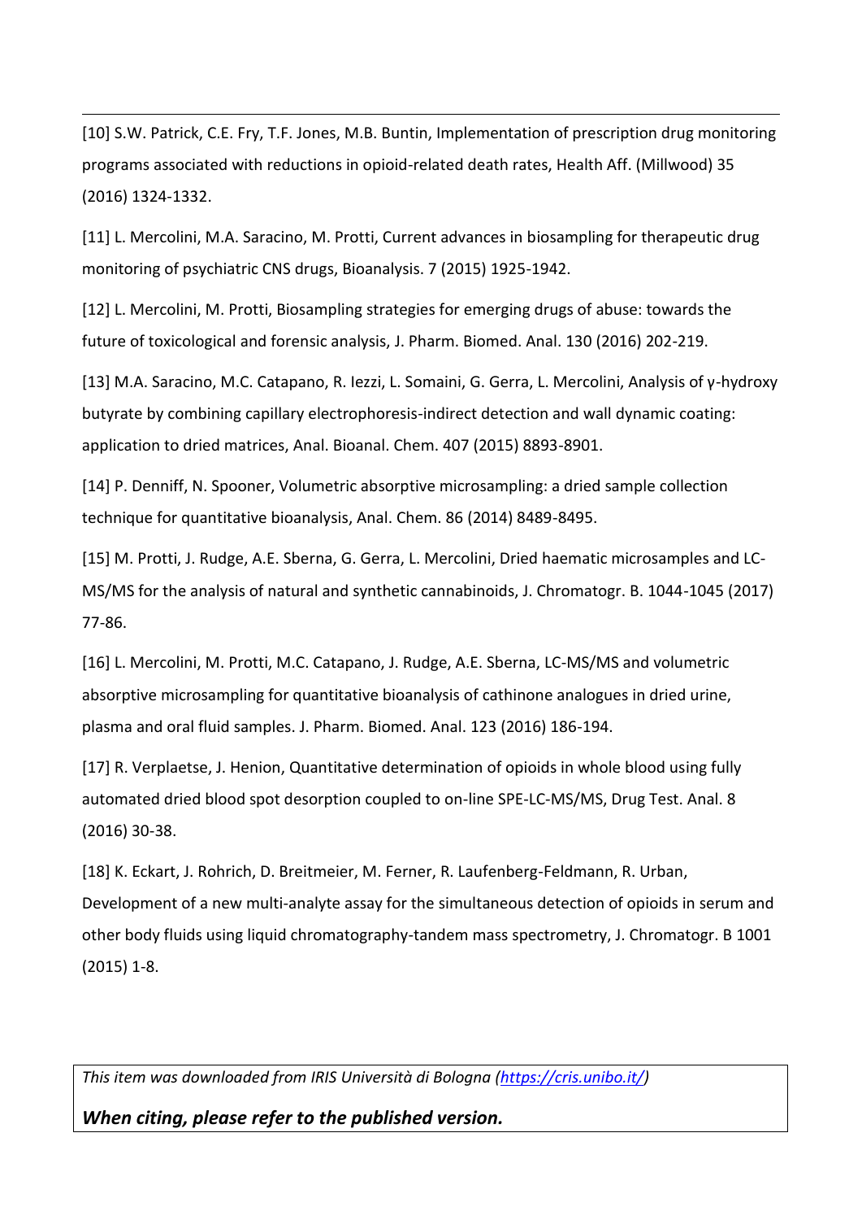[10] S.W. Patrick, C.E. Fry, T.F. Jones, M.B. Buntin, Implementation of prescription drug monitoring programs associated with reductions in opioid-related death rates, Health Aff. (Millwood) 35 (2016) 1324-1332.

[11] L. Mercolini, M.A. Saracino, M. Protti, Current advances in biosampling for therapeutic drug monitoring of psychiatric CNS drugs, Bioanalysis. 7 (2015) 1925-1942.

[12] L. Mercolini, M. Protti, Biosampling strategies for emerging drugs of abuse: towards the future of toxicological and forensic analysis, J. Pharm. Biomed. Anal. 130 (2016) 202-219.

[13] M.A. Saracino, M.C. Catapano, R. Iezzi, L. Somaini, G. Gerra, L. Mercolini, Analysis of γ-hydroxy butyrate by combining capillary electrophoresis-indirect detection and wall dynamic coating: application to dried matrices, Anal. Bioanal. Chem. 407 (2015) 8893-8901.

[14] P. Denniff, N. Spooner, Volumetric absorptive microsampling: a dried sample collection technique for quantitative bioanalysis, Anal. Chem. 86 (2014) 8489-8495.

[15] M. Protti, J. Rudge, A.E. Sberna, G. Gerra, L. Mercolini, Dried haematic microsamples and LC-MS/MS for the analysis of natural and synthetic cannabinoids, J. Chromatogr. B. 1044-1045 (2017) 77-86.

[16] L. Mercolini, M. Protti, M.C. Catapano, J. Rudge, A.E. Sberna, LC-MS/MS and volumetric absorptive microsampling for quantitative bioanalysis of cathinone analogues in dried urine, plasma and oral fluid samples. J. Pharm. Biomed. Anal. 123 (2016) 186-194.

[17] R. Verplaetse, J. Henion, Quantitative determination of opioids in whole blood using fully automated dried blood spot desorption coupled to on-line SPE-LC-MS/MS, Drug Test. Anal. 8 (2016) 30-38.

[18] K. Eckart, J. Rohrich, D. Breitmeier, M. Ferner, R. Laufenberg-Feldmann, R. Urban, Development of a new multi-analyte assay for the simultaneous detection of opioids in serum and other body fluids using liquid chromatography-tandem mass spectrometry, J. Chromatogr. B 1001 (2015) 1-8.

*This item was downloaded from IRIS Università di Bologna (https://cris.unibo.it/)*

***When citing, please refer to the published version.***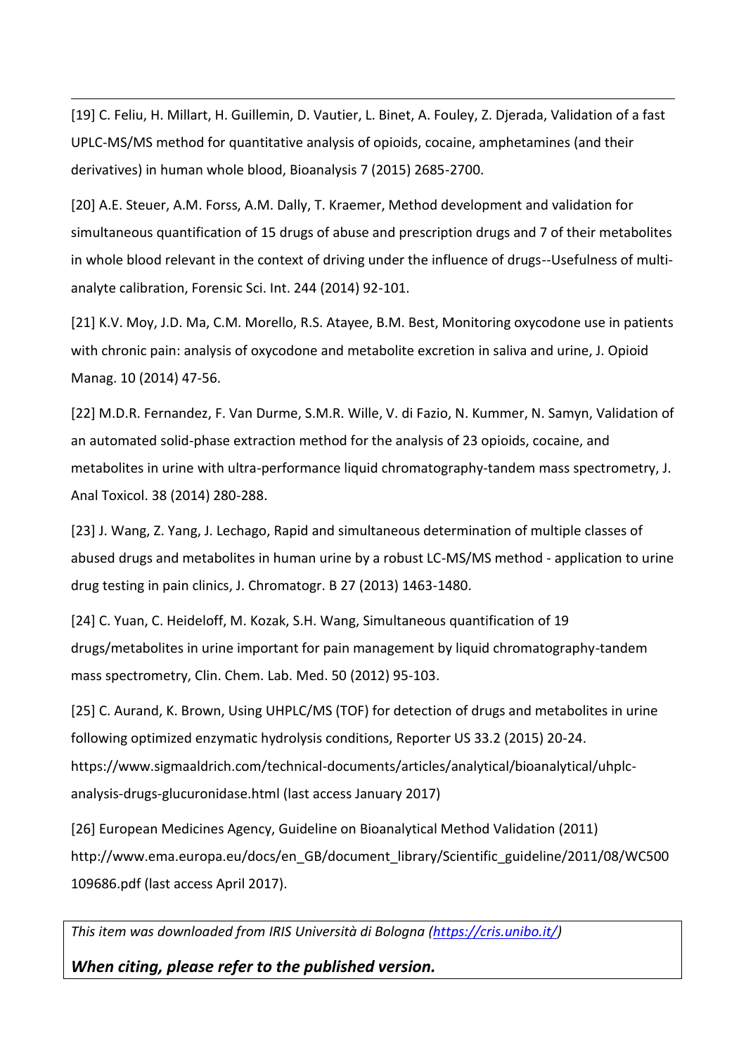[19] C. Feliu, H. Millart, H. Guillemin, D. Vautier, L. Binet, A. Fouley, Z. Djerada, Validation of a fast UPLC-MS/MS method for quantitative analysis of opioids, cocaine, amphetamines (and their derivatives) in human whole blood, Bioanalysis 7 (2015) 2685-2700.

[20] A.E. Steuer, A.M. Forss, A.M. Dally, T. Kraemer, Method development and validation for simultaneous quantification of 15 drugs of abuse and prescription drugs and 7 of their metabolites in whole blood relevant in the context of driving under the influence of drugs--Usefulness of multi-analyte calibration, Forensic Sci. Int. 244 (2014) 92-101.

[21] K.V. Moy, J.D. Ma, C.M. Morello, R.S. Atayee, B.M. Best, Monitoring oxycodone use in patients with chronic pain: analysis of oxycodone and metabolite excretion in saliva and urine, J. Opioid Manag. 10 (2014) 47-56.

[22] M.D.R. Fernandez, F. Van Durme, S.M.R. Wille, V. di Fazio, N. Kummer, N. Samyn, Validation of an automated solid-phase extraction method for the analysis of 23 opioids, cocaine, and metabolites in urine with ultra-performance liquid chromatography-tandem mass spectrometry, J. Anal Toxicol. 38 (2014) 280-288.

[23] J. Wang, Z. Yang, J. Lechago, Rapid and simultaneous determination of multiple classes of abused drugs and metabolites in human urine by a robust LC-MS/MS method - application to urine drug testing in pain clinics, J. Chromatogr. B 27 (2013) 1463-1480.

[24] C. Yuan, C. Heideloff, M. Kozak, S.H. Wang, Simultaneous quantification of 19 drugs/metabolites in urine important for pain management by liquid chromatography-tandem mass spectrometry, Clin. Chem. Lab. Med. 50 (2012) 95-103.

[25] C. Aurand, K. Brown, Using UHPLC/MS (TOF) for detection of drugs and metabolites in urine following optimized enzymatic hydrolysis conditions, Reporter US 33.2 (2015) 20-24. https://www.sigmaaldrich.com/technical-documents/articles/analytical/bioanalytical/uhplc-analysis-drugs-glucuronidase.html (last access January 2017)

[26] European Medicines Agency, Guideline on Bioanalytical Method Validation (2011) http://www.ema.europa.eu/docs/en_GB/document_library/Scientific_guideline/2011/08/WC500109686.pdf (last access April 2017).

*This item was downloaded from IRIS Università di Bologna (https://cris.unibo.it/)*

***When citing, please refer to the published version.***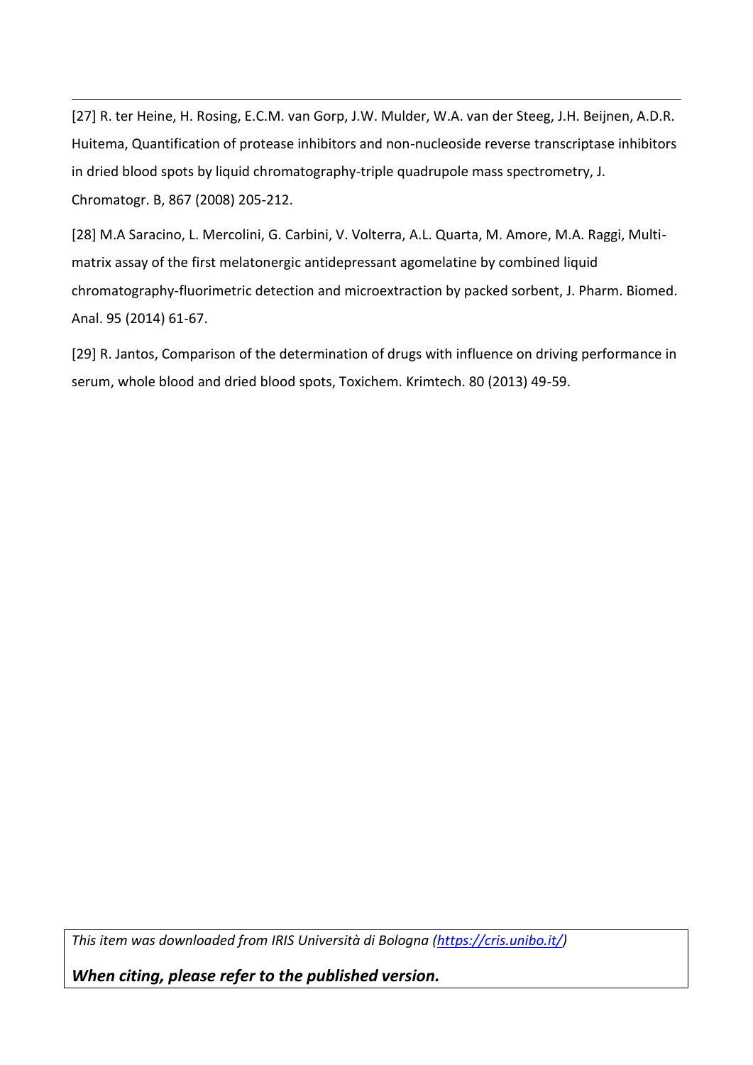[27] R. ter Heine, H. Rosing, E.C.M. van Gorp, J.W. Mulder, W.A. van der Steeg, J.H. Beijnen, A.D.R. Huitema, Quantification of protease inhibitors and non-nucleoside reverse transcriptase inhibitors in dried blood spots by liquid chromatography-triple quadrupole mass spectrometry, J. Chromatogr. B, 867 (2008) 205-212.

[28] M.A Saracino, L. Mercolini, G. Carbini, V. Volterra, A.L. Quarta, M. Amore, M.A. Raggi, Multi-matrix assay of the first melatonergic antidepressant agomelatine by combined liquid chromatography-fluorimetric detection and microextraction by packed sorbent, J. Pharm. Biomed. Anal. 95 (2014) 61-67.

[29] R. Jantos, Comparison of the determination of drugs with influence on driving performance in serum, whole blood and dried blood spots, Toxichem. Krimtech. 80 (2013) 49-59.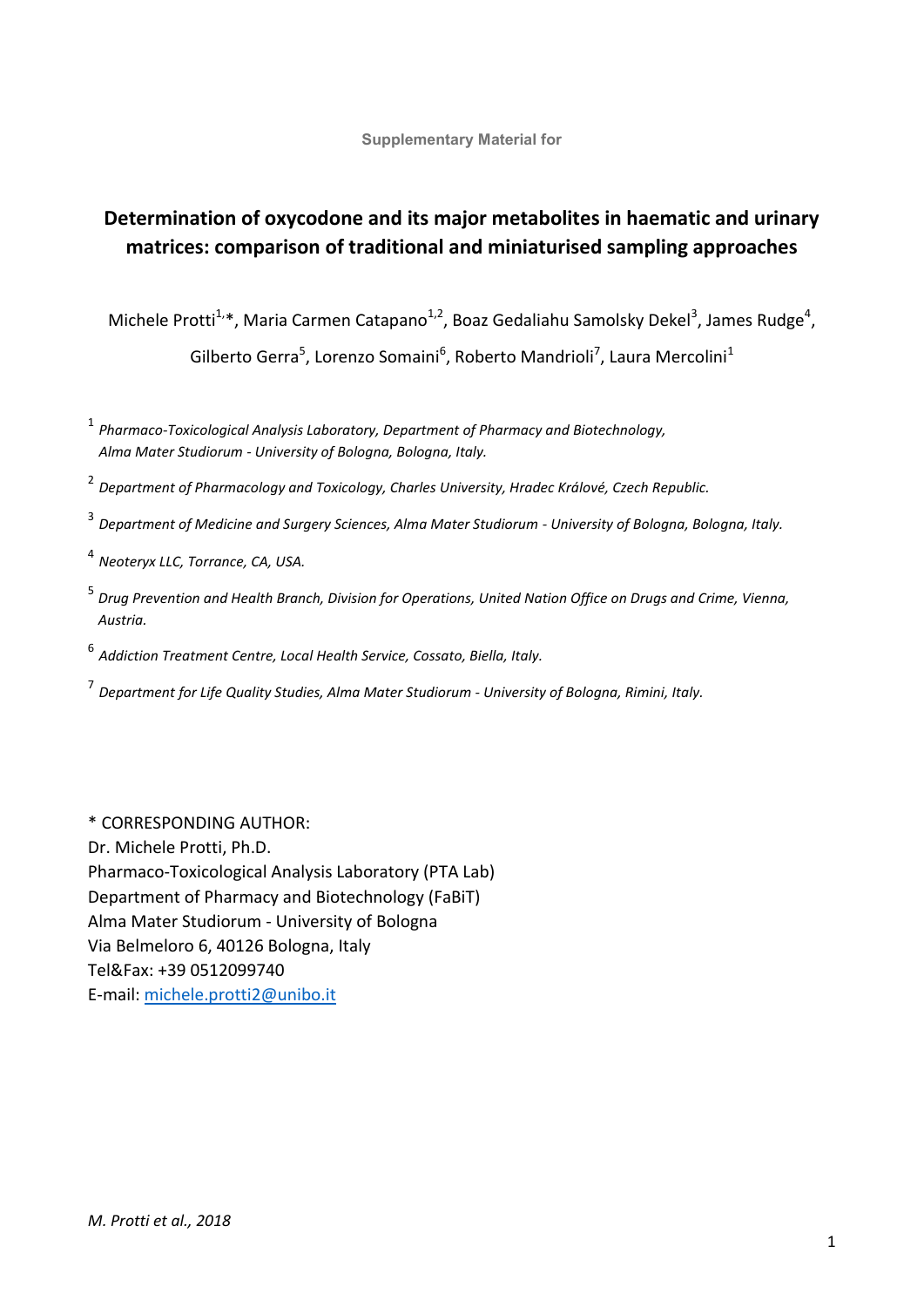Supplementary Material for

# Determination of oxycodone and its major metabolites in haematic and urinary matrices: comparison of traditional and miniaturised sampling approaches

Michele Protti[1,*], Maria Carmen Catapano[1,2], Boaz Gedaliahu Samolsky Dekel[3], James Rudge[4], Gilberto Gerra[5], Lorenzo Somaini[6], Roberto Mandrioli[7], Laura Mercolini[1]

[1] *Pharmaco-Toxicological Analysis Laboratory, Department of Pharmacy and Biotechnology, Alma Mater Studiorum - University of Bologna, Bologna, Italy.*

[2] *Department of Pharmacology and Toxicology, Charles University, Hradec Králové, Czech Republic.*

[3] *Department of Medicine and Surgery Sciences, Alma Mater Studiorum - University of Bologna, Bologna, Italy.*

[4] *Neoteryx LLC, Torrance, CA, USA.*

[5] *Drug Prevention and Health Branch, Division for Operations, United Nation Office on Drugs and Crime, Vienna, Austria.*

[6] *Addiction Treatment Centre, Local Health Service, Cossato, Biella, Italy.*

[7] *Department for Life Quality Studies, Alma Mater Studiorum - University of Bologna, Rimini, Italy.*

\* CORRESPONDING AUTHOR:
Dr. Michele Protti, Ph.D.
Pharmaco-Toxicological Analysis Laboratory (PTA Lab)
Department of Pharmacy and Biotechnology (FaBiT)
Alma Mater Studiorum - University of Bologna
Via Belmeloro 6, 40126 Bologna, Italy
Tel&Fax: +39 0512099740
E-mail: michele.protti2@unibo.it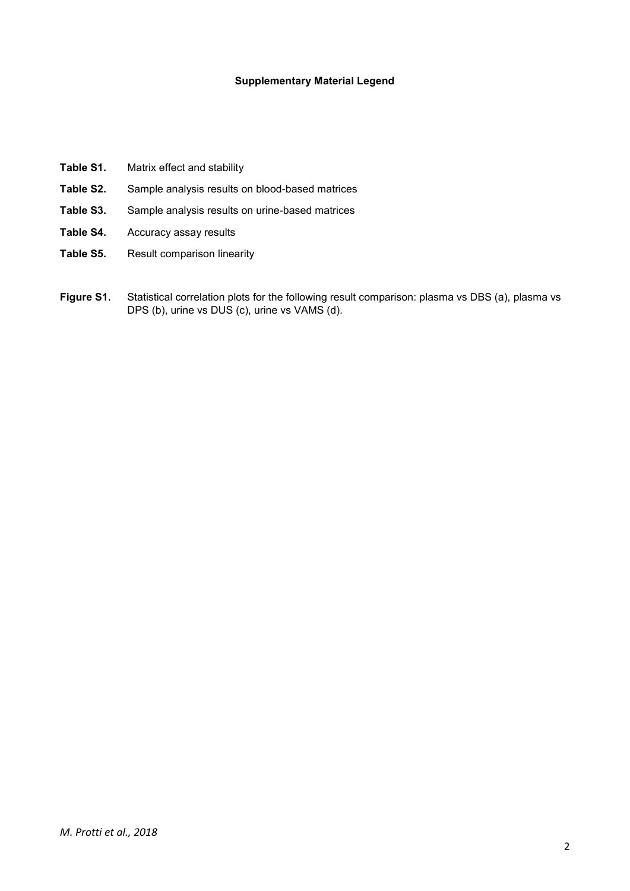**Supplementary Material Legend**

**Table S1.** Matrix effect and stability

**Table S2.** Sample analysis results on blood-based matrices

**Table S3.** Sample analysis results on urine-based matrices

**Table S4.** Accuracy assay results

**Table S5.** Result comparison linearity

**Figure S1.** Statistical correlation plots for the following result comparison: plasma vs DBS (a), plasma vs DPS (b), urine vs DUS (c), urine vs VAMS (d).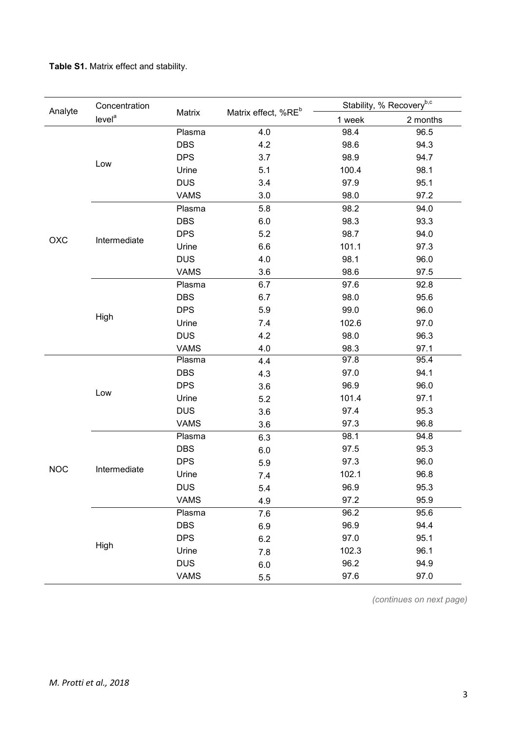**Table S1.** Matrix effect and stability.

| Analyte | Concentration level[a] | Matrix | Matrix effect, %RE[b] | Stability, % Recovery[b,c] | |
|---|---|---|---|---|---|
| | | | | 1 week | 2 months |
| OXC | Low | Plasma | 4.0 | 98.4 | 96.5 |
| | | DBS | 4.2 | 98.6 | 94.3 |
| | | DPS | 3.7 | 98.9 | 94.7 |
| | | Urine | 5.1 | 100.4 | 98.1 |
| | | DUS | 3.4 | 97.9 | 95.1 |
| | | VAMS | 3.0 | 98.0 | 97.2 |
| | Intermediate | Plasma | 5.8 | 98.2 | 94.0 |
| | | DBS | 6.0 | 98.3 | 93.3 |
| | | DPS | 5.2 | 98.7 | 94.0 |
| | | Urine | 6.6 | 101.1 | 97.3 |
| | | DUS | 4.0 | 98.1 | 96.0 |
| | | VAMS | 3.6 | 98.6 | 97.5 |
| | High | Plasma | 6.7 | 97.6 | 92.8 |
| | | DBS | 6.7 | 98.0 | 95.6 |
| | | DPS | 5.9 | 99.0 | 96.0 |
| | | Urine | 7.4 | 102.6 | 97.0 |
| | | DUS | 4.2 | 98.0 | 96.3 |
| | | VAMS | 4.0 | 98.3 | 97.1 |
| NOC | Low | Plasma | 4.4 | 97.8 | 95.4 |
| | | DBS | 4.3 | 97.0 | 94.1 |
| | | DPS | 3.6 | 96.9 | 96.0 |
| | | Urine | 5.2 | 101.4 | 97.1 |
| | | DUS | 3.6 | 97.4 | 95.3 |
| | | VAMS | 3.6 | 97.3 | 96.8 |
| | Intermediate | Plasma | 6.3 | 98.1 | 94.8 |
| | | DBS | 6.0 | 97.5 | 95.3 |
| | | DPS | 5.9 | 97.3 | 96.0 |
| | | Urine | 7.4 | 102.1 | 96.8 |
| | | DUS | 5.4 | 96.9 | 95.3 |
| | | VAMS | 4.9 | 97.2 | 95.9 |
| | High | Plasma | 7.6 | 96.2 | 95.6 |
| | | DBS | 6.9 | 96.9 | 94.4 |
| | | DPS | 6.2 | 97.0 | 95.1 |
| | | Urine | 7.8 | 102.3 | 96.1 |
| | | DUS | 6.0 | 96.2 | 94.9 |
| | | VAMS | 5.5 | 97.6 | 97.0 |

*(continues on next page)*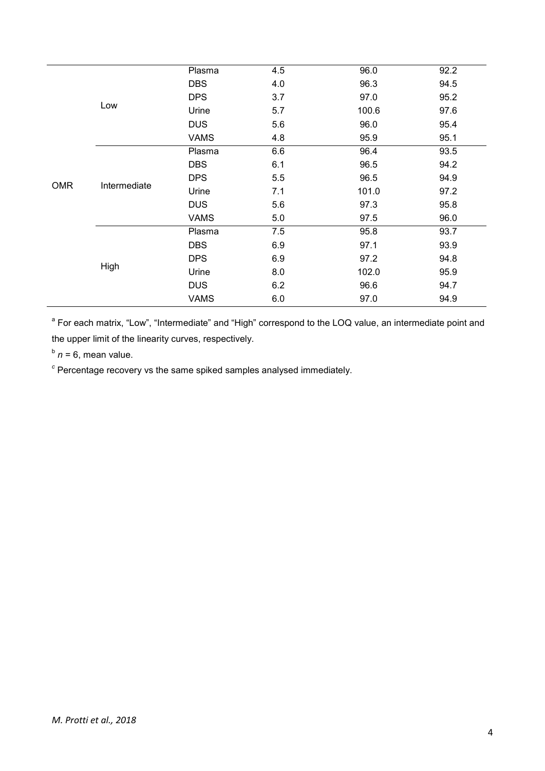| | | | | | |
|---|---|---|---|---|---|
| OMR | Low | Plasma | 4.5 | 96.0 | 92.2 |
| | | DBS | 4.0 | 96.3 | 94.5 |
| | | DPS | 3.7 | 97.0 | 95.2 |
| | | Urine | 5.7 | 100.6 | 97.6 |
| | | DUS | 5.6 | 96.0 | 95.4 |
| | | VAMS | 4.8 | 95.9 | 95.1 |
| | Intermediate | Plasma | 6.6 | 96.4 | 93.5 |
| | | DBS | 6.1 | 96.5 | 94.2 |
| | | DPS | 5.5 | 96.5 | 94.9 |
| | | Urine | 7.1 | 101.0 | 97.2 |
| | | DUS | 5.6 | 97.3 | 95.8 |
| | | VAMS | 5.0 | 97.5 | 96.0 |
| | High | Plasma | 7.5 | 95.8 | 93.7 |
| | | DBS | 6.9 | 97.1 | 93.9 |
| | | DPS | 6.9 | 97.2 | 94.8 |
| | | Urine | 8.0 | 102.0 | 95.9 |
| | | DUS | 6.2 | 96.6 | 94.7 |
| | | VAMS | 6.0 | 97.0 | 94.9 |

[a] For each matrix, "Low", "Intermediate" and "High" correspond to the LOQ value, an intermediate point and the upper limit of the linearity curves, respectively.

[b] $n = 6$, mean value.

[c] Percentage recovery vs the same spiked samples analysed immediately.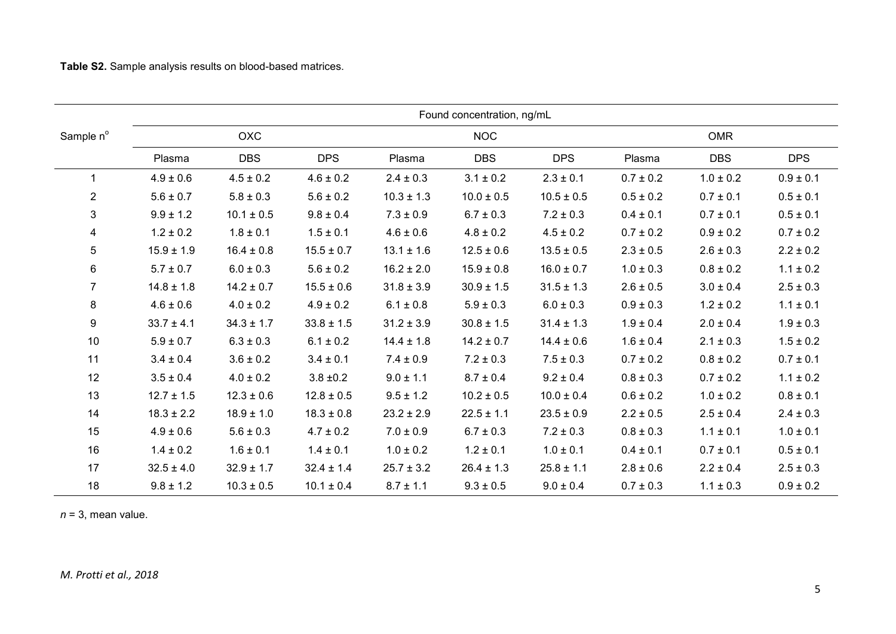**Table S2.** Sample analysis results on blood-based matrices.

| Sample n° | Found concentration, ng/mL | | | | | | | | |
|---|---|---|---|---|---|---|---|---|---|
| | OXC | | | NOC | | | OMR | | |
| | Plasma | DBS | DPS | Plasma | DBS | DPS | Plasma | DBS | DPS |
| 1 | 4.9 ± 0.6 | 4.5 ± 0.2 | 4.6 ± 0.2 | 2.4 ± 0.3 | 3.1 ± 0.2 | 2.3 ± 0.1 | 0.7 ± 0.2 | 1.0 ± 0.2 | 0.9 ± 0.1 |
| 2 | 5.6 ± 0.7 | 5.8 ± 0.3 | 5.6 ± 0.2 | 10.3 ± 1.3 | 10.0 ± 0.5 | 10.5 ± 0.5 | 0.5 ± 0.2 | 0.7 ± 0.1 | 0.5 ± 0.1 |
| 3 | 9.9 ± 1.2 | 10.1 ± 0.5 | 9.8 ± 0.4 | 7.3 ± 0.9 | 6.7 ± 0.3 | 7.2 ± 0.3 | 0.4 ± 0.1 | 0.7 ± 0.1 | 0.5 ± 0.1 |
| 4 | 1.2 ± 0.2 | 1.8 ± 0.1 | 1.5 ± 0.1 | 4.6 ± 0.6 | 4.8 ± 0.2 | 4.5 ± 0.2 | 0.7 ± 0.2 | 0.9 ± 0.2 | 0.7 ± 0.2 |
| 5 | 15.9 ± 1.9 | 16.4 ± 0.8 | 15.5 ± 0.7 | 13.1 ± 1.6 | 12.5 ± 0.6 | 13.5 ± 0.5 | 2.3 ± 0.5 | 2.6 ± 0.3 | 2.2 ± 0.2 |
| 6 | 5.7 ± 0.7 | 6.0 ± 0.3 | 5.6 ± 0.2 | 16.2 ± 2.0 | 15.9 ± 0.8 | 16.0 ± 0.7 | 1.0 ± 0.3 | 0.8 ± 0.2 | 1.1 ± 0.2 |
| 7 | 14.8 ± 1.8 | 14.2 ± 0.7 | 15.5 ± 0.6 | 31.8 ± 3.9 | 30.9 ± 1.5 | 31.5 ± 1.3 | 2.6 ± 0.5 | 3.0 ± 0.4 | 2.5 ± 0.3 |
| 8 | 4.6 ± 0.6 | 4.0 ± 0.2 | 4.9 ± 0.2 | 6.1 ± 0.8 | 5.9 ± 0.3 | 6.0 ± 0.3 | 0.9 ± 0.3 | 1.2 ± 0.2 | 1.1 ± 0.1 |
| 9 | 33.7 ± 4.1 | 34.3 ± 1.7 | 33.8 ± 1.5 | 31.2 ± 3.9 | 30.8 ± 1.5 | 31.4 ± 1.3 | 1.9 ± 0.4 | 2.0 ± 0.4 | 1.9 ± 0.3 |
| 10 | 5.9 ± 0.7 | 6.3 ± 0.3 | 6.1 ± 0.2 | 14.4 ± 1.8 | 14.2 ± 0.7 | 14.4 ± 0.6 | 1.6 ± 0.4 | 2.1 ± 0.3 | 1.5 ± 0.2 |
| 11 | 3.4 ± 0.4 | 3.6 ± 0.2 | 3.4 ± 0.1 | 7.4 ± 0.9 | 7.2 ± 0.3 | 7.5 ± 0.3 | 0.7 ± 0.2 | 0.8 ± 0.2 | 0.7 ± 0.1 |
| 12 | 3.5 ± 0.4 | 4.0 ± 0.2 | 3.8 ±0.2 | 9.0 ± 1.1 | 8.7 ± 0.4 | 9.2 ± 0.4 | 0.8 ± 0.3 | 0.7 ± 0.2 | 1.1 ± 0.2 |
| 13 | 12.7 ± 1.5 | 12.3 ± 0.6 | 12.8 ± 0.5 | 9.5 ± 1.2 | 10.2 ± 0.5 | 10.0 ± 0.4 | 0.6 ± 0.2 | 1.0 ± 0.2 | 0.8 ± 0.1 |
| 14 | 18.3 ± 2.2 | 18.9 ± 1.0 | 18.3 ± 0.8 | 23.2 ± 2.9 | 22.5 ± 1.1 | 23.5 ± 0.9 | 2.2 ± 0.5 | 2.5 ± 0.4 | 2.4 ± 0.3 |
| 15 | 4.9 ± 0.6 | 5.6 ± 0.3 | 4.7 ± 0.2 | 7.0 ± 0.9 | 6.7 ± 0.3 | 7.2 ± 0.3 | 0.8 ± 0.3 | 1.1 ± 0.1 | 1.0 ± 0.1 |
| 16 | 1.4 ± 0.2 | 1.6 ± 0.1 | 1.4 ± 0.1 | 1.0 ± 0.2 | 1.2 ± 0.1 | 1.0 ± 0.1 | 0.4 ± 0.1 | 0.7 ± 0.1 | 0.5 ± 0.1 |
| 17 | 32.5 ± 4.0 | 32.9 ± 1.7 | 32.4 ± 1.4 | 25.7 ± 3.2 | 26.4 ± 1.3 | 25.8 ± 1.1 | 2.8 ± 0.6 | 2.2 ± 0.4 | 2.5 ± 0.3 |
| 18 | 9.8 ± 1.2 | 10.3 ± 0.5 | 10.1 ± 0.4 | 8.7 ± 1.1 | 9.3 ± 0.5 | 9.0 ± 0.4 | 0.7 ± 0.3 | 1.1 ± 0.3 | 0.9 ± 0.2 |

*n* = 3, mean value.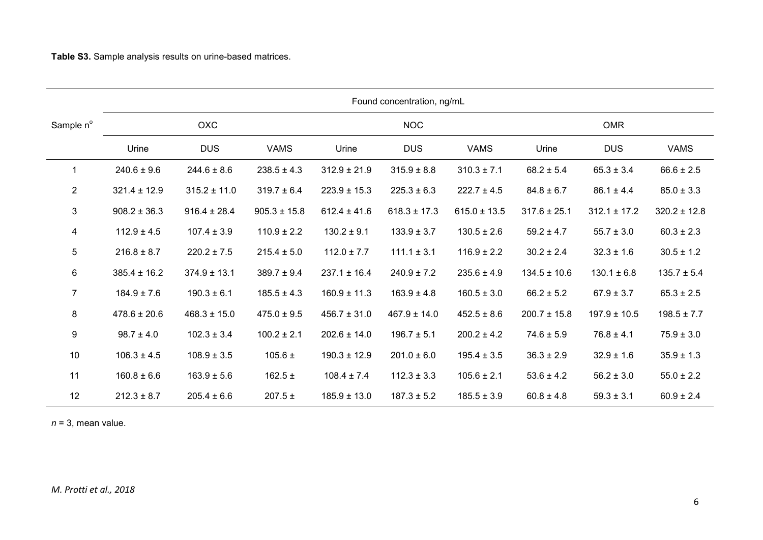**Table S3.** Sample analysis results on urine-based matrices.

| Sample n° | Found concentration, ng/mL | | | | | | | | |
|---|---|---|---|---|---|---|---|---|---|
| | OXC | | | NOC | | | OMR | | |
| | Urine | DUS | VAMS | Urine | DUS | VAMS | Urine | DUS | VAMS |
| 1 | 240.6 ± 9.6 | 244.6 ± 8.6 | 238.5 ± 4.3 | 312.9 ± 21.9 | 315.9 ± 8.8 | 310.3 ± 7.1 | 68.2 ± 5.4 | 65.3 ± 3.4 | 66.6 ± 2.5 |
| 2 | 321.4 ± 12.9 | 315.2 ± 11.0 | 319.7 ± 6.4 | 223.9 ± 15.3 | 225.3 ± 6.3 | 222.7 ± 4.5 | 84.8 ± 6.7 | 86.1 ± 4.4 | 85.0 ± 3.3 |
| 3 | 908.2 ± 36.3 | 916.4 ± 28.4 | 905.3 ± 15.8 | 612.4 ± 41.6 | 618.3 ± 17.3 | 615.0 ± 13.5 | 317.6 ± 25.1 | 312.1 ± 17.2 | 320.2 ± 12.8 |
| 4 | 112.9 ± 4.5 | 107.4 ± 3.9 | 110.9 ± 2.2 | 130.2 ± 9.1 | 133.9 ± 3.7 | 130.5 ± 2.6 | 59.2 ± 4.7 | 55.7 ± 3.0 | 60.3 ± 2.3 |
| 5 | 216.8 ± 8.7 | 220.2 ± 7.5 | 215.4 ± 5.0 | 112.0 ± 7.7 | 111.1 ± 3.1 | 116.9 ± 2.2 | 30.2 ± 2.4 | 32.3 ± 1.6 | 30.5 ± 1.2 |
| 6 | 385.4 ± 16.2 | 374.9 ± 13.1 | 389.7 ± 9.4 | 237.1 ± 16.4 | 240.9 ± 7.2 | 235.6 ± 4.9 | 134.5 ± 10.6 | 130.1 ± 6.8 | 135.7 ± 5.4 |
| 7 | 184.9 ± 7.6 | 190.3 ± 6.1 | 185.5 ± 4.3 | 160.9 ± 11.3 | 163.9 ± 4.8 | 160.5 ± 3.0 | 66.2 ± 5.2 | 67.9 ± 3.7 | 65.3 ± 2.5 |
| 8 | 478.6 ± 20.6 | 468.3 ± 15.0 | 475.0 ± 9.5 | 456.7 ± 31.0 | 467.9 ± 14.0 | 452.5 ± 8.6 | 200.7 ± 15.8 | 197.9 ± 10.5 | 198.5 ± 7.7 |
| 9 | 98.7 ± 4.0 | 102.3 ± 3.4 | 100.2 ± 2.1 | 202.6 ± 14.0 | 196.7 ± 5.1 | 200.2 ± 4.2 | 74.6 ± 5.9 | 76.8 ± 4.1 | 75.9 ± 3.0 |
| 10 | 106.3 ± 4.5 | 108.9 ± 3.5 | 105.6 ± | 190.3 ± 12.9 | 201.0 ± 6.0 | 195.4 ± 3.5 | 36.3 ± 2.9 | 32.9 ± 1.6 | 35.9 ± 1.3 |
| 11 | 160.8 ± 6.6 | 163.9 ± 5.6 | 162.5 ± | 108.4 ± 7.4 | 112.3 ± 3.3 | 105.6 ± 2.1 | 53.6 ± 4.2 | 56.2 ± 3.0 | 55.0 ± 2.2 |
| 12 | 212.3 ± 8.7 | 205.4 ± 6.6 | 207.5 ± | 185.9 ± 13.0 | 187.3 ± 5.2 | 185.5 ± 3.9 | 60.8 ± 4.8 | 59.3 ± 3.1 | 60.9 ± 2.4 |

*n* = 3, mean value.

*M. Protti et al., 2018*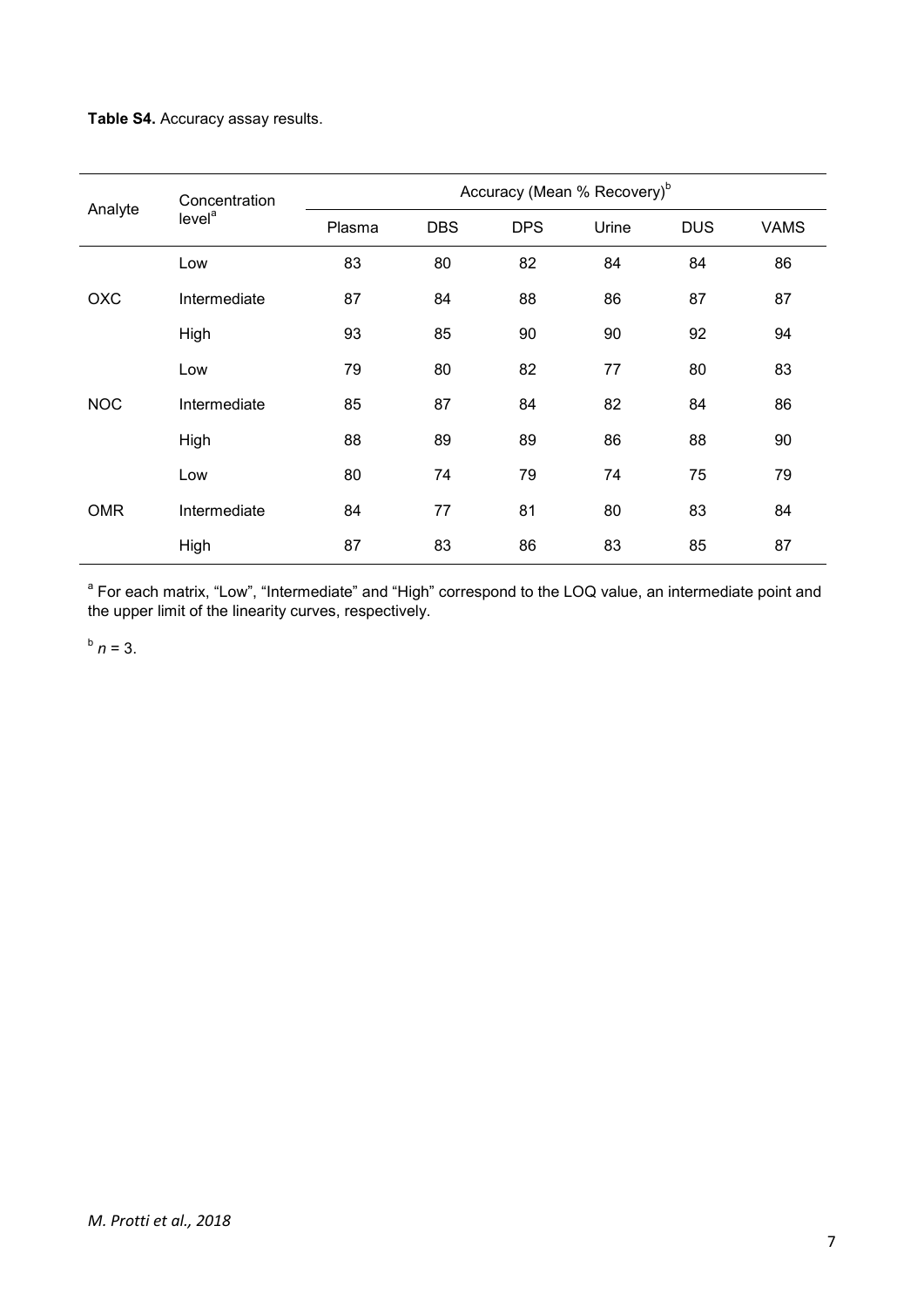**Table S4.** Accuracy assay results.

| Analyte | Concentration level[a] | Accuracy (Mean % Recovery)[b] | | | | | |
|---|---|---|---|---|---|---|---|
| | | Plasma | DBS | DPS | Urine | DUS | VAMS |
| OXC | Low | 83 | 80 | 82 | 84 | 84 | 86 |
| | Intermediate | 87 | 84 | 88 | 86 | 87 | 87 |
| | High | 93 | 85 | 90 | 90 | 92 | 94 |
| NOC | Low | 79 | 80 | 82 | 77 | 80 | 83 |
| | Intermediate | 85 | 87 | 84 | 82 | 84 | 86 |
| | High | 88 | 89 | 89 | 86 | 88 | 90 |
| OMR | Low | 80 | 74 | 79 | 74 | 75 | 79 |
| | Intermediate | 84 | 77 | 81 | 80 | 83 | 84 |
| | High | 87 | 83 | 86 | 83 | 85 | 87 |

[a] For each matrix, "Low", "Intermediate" and "High" correspond to the LOQ value, an intermediate point and the upper limit of the linearity curves, respectively.

[b] $n = 3$.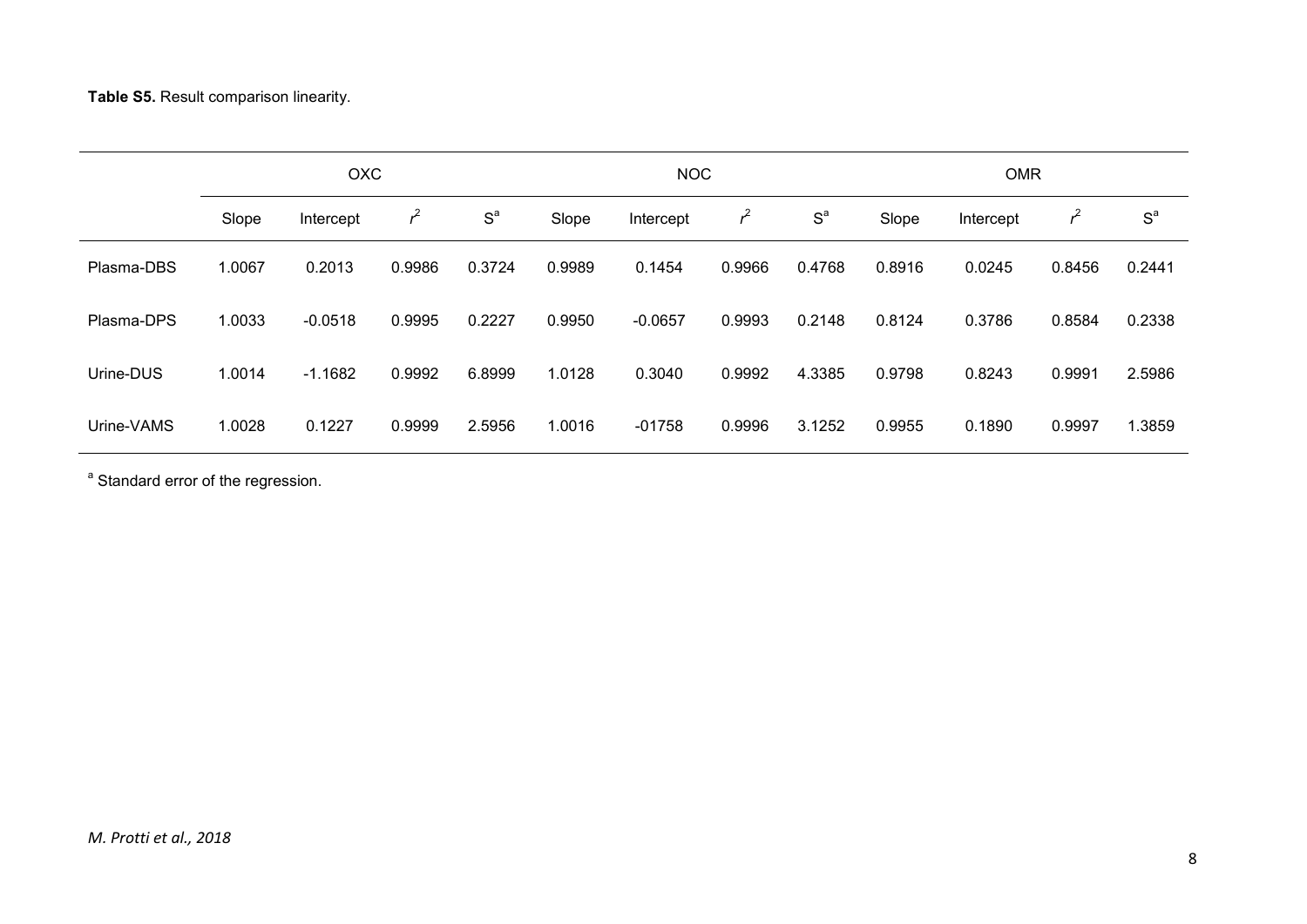**Table S5.** Result comparison linearity.

| | OXC | | | | NOC | | | | OMR | | | |
|---|---|---|---|---|---|---|---|---|---|---|---|---|
| | Slope | Intercept | $r^2$ | S[a] | Slope | Intercept | $r^2$ | S[a] | Slope | Intercept | $r^2$ | S[a] |
| Plasma-DBS | 1.0067 | 0.2013 | 0.9986 | 0.3724 | 0.9989 | 0.1454 | 0.9966 | 0.4768 | 0.8916 | 0.0245 | 0.8456 | 0.2441 |
| Plasma-DPS | 1.0033 | -0.0518 | 0.9995 | 0.2227 | 0.9950 | -0.0657 | 0.9993 | 0.2148 | 0.8124 | 0.3786 | 0.8584 | 0.2338 |
| Urine-DUS | 1.0014 | -1.1682 | 0.9992 | 6.8999 | 1.0128 | 0.3040 | 0.9992 | 4.3385 | 0.9798 | 0.8243 | 0.9991 | 2.5986 |
| Urine-VAMS | 1.0028 | 0.1227 | 0.9999 | 2.5956 | 1.0016 | -01758 | 0.9996 | 3.1252 | 0.9955 | 0.1890 | 0.9997 | 1.3859 |

[a] Standard error of the regression.

*M. Protti et al., 2018*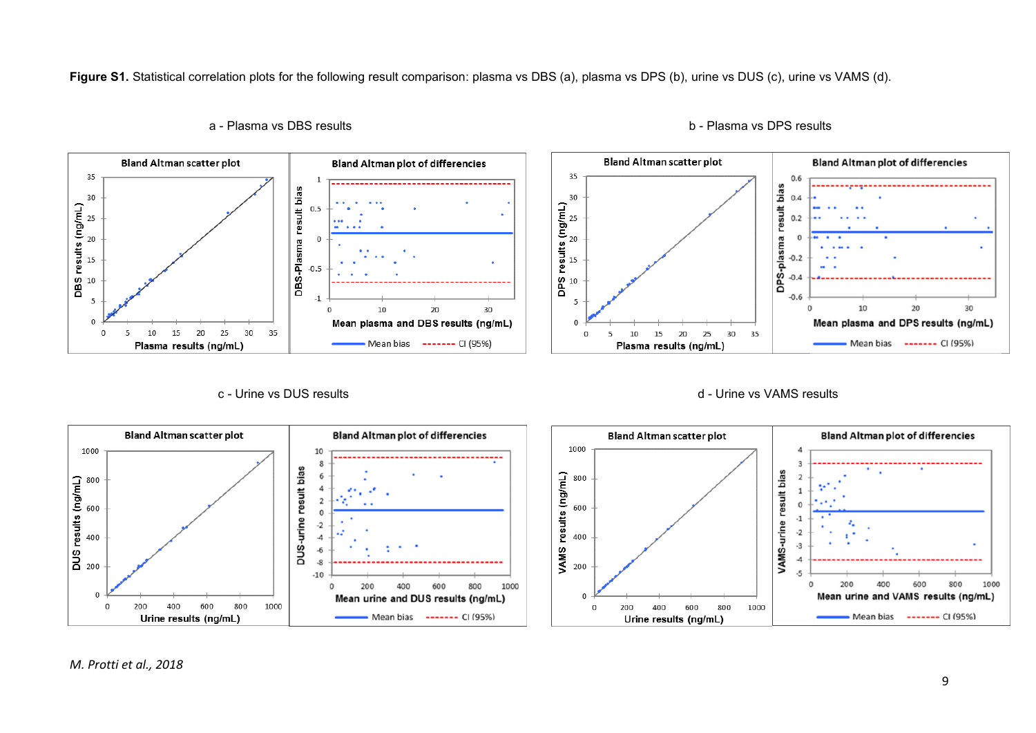**Figure S1.** Statistical correlation plots for the following result comparison: plasma vs DBS (a), plasma vs DPS (b), urine vs DUS (c), urine vs VAMS (d).

a - Plasma vs DBS results

Bland Altman scatter plot

DBS results (ng/mL)

0
5
10
15
20
25
30
35

0 5 10 15 20 25 30 35

Plasma results (ng/mL)

Bland Altman plot of differencies

DBS-Plasma result bias

-1
-0.5
0
0.5
1

0 10 20 30

Mean plasma and DBS results (ng/mL)

Mean bias
CI (95%)

b - Plasma vs DPS results

Bland Altman scatter plot

DPS results (ng/mL)

0
5
10
15
20
25
30
35

0 5 10 15 20 25 30 35

Plasma results (ng/mL)

Bland Altman plot of differencies

DPS-plasma result bias

-0.6
-0.4
-0.2
0
0.2
0.4
0.6

0 10 20 30

Mean plasma and DPS results (ng/mL)

Mean bias
CI (95%)

c - Urine vs DUS results

Bland Altman scatter plot

DUS results (ng/mL)

0
200
400
600
800
1000

0 200 400 600 800 1000

Urine results (ng/mL)

Bland Altman plot of differencies

DUS-urine result bias

-10
-8
-6
-4
-2
0
2
4
6
8
10

0 200 400 600 800 1000

Mean urine and DUS results (ng/mL)

Mean bias
CI (95%)

d - Urine vs VAMS results

Bland Altman scatter plot

VAMS results (ng/mL)

0
200
400
600
800
1000

0 200 400 600 800 1000

Urine results (ng/mL)

Bland Altman plot of differencies

VAMS-urine result bias

-5
-4
-3
-2
-1
0
1
2
3
4

0 200 400 600 800 1000

Mean urine and VAMS results (ng/mL)

Mean bias
CI (95%)

*M. Protti et al., 2018*